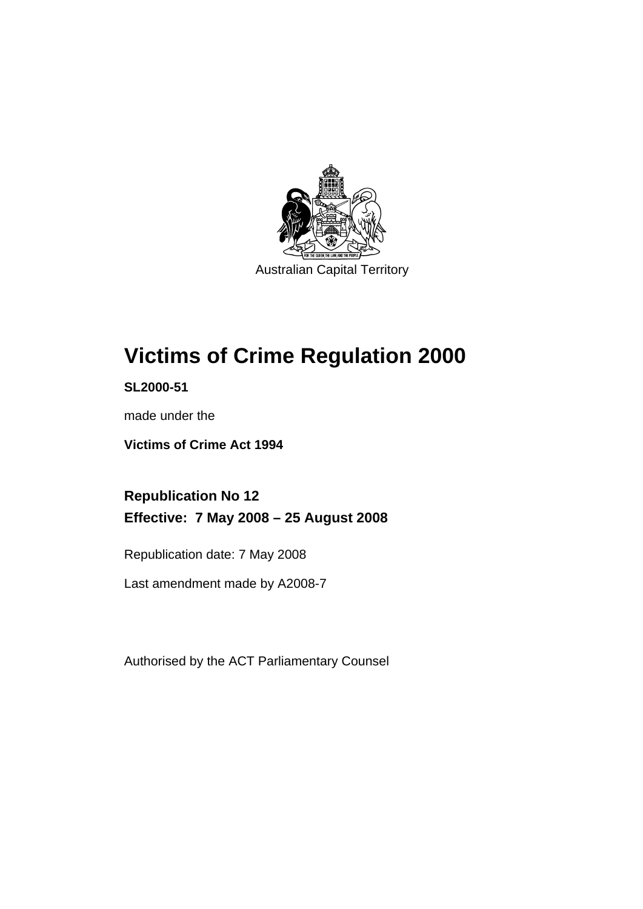Australian Capital Territory

# Victims of Crime Regulation 2000

**SL2000-51**

made under the

**Victims of Crime Act 1994**

## Republication No 12

## Effective: 7 May 2008 – 25 August 2008

Republication date: 7 May 2008

Last amendment made by A2008-7

Authorised by the ACT Parliamentary Counsel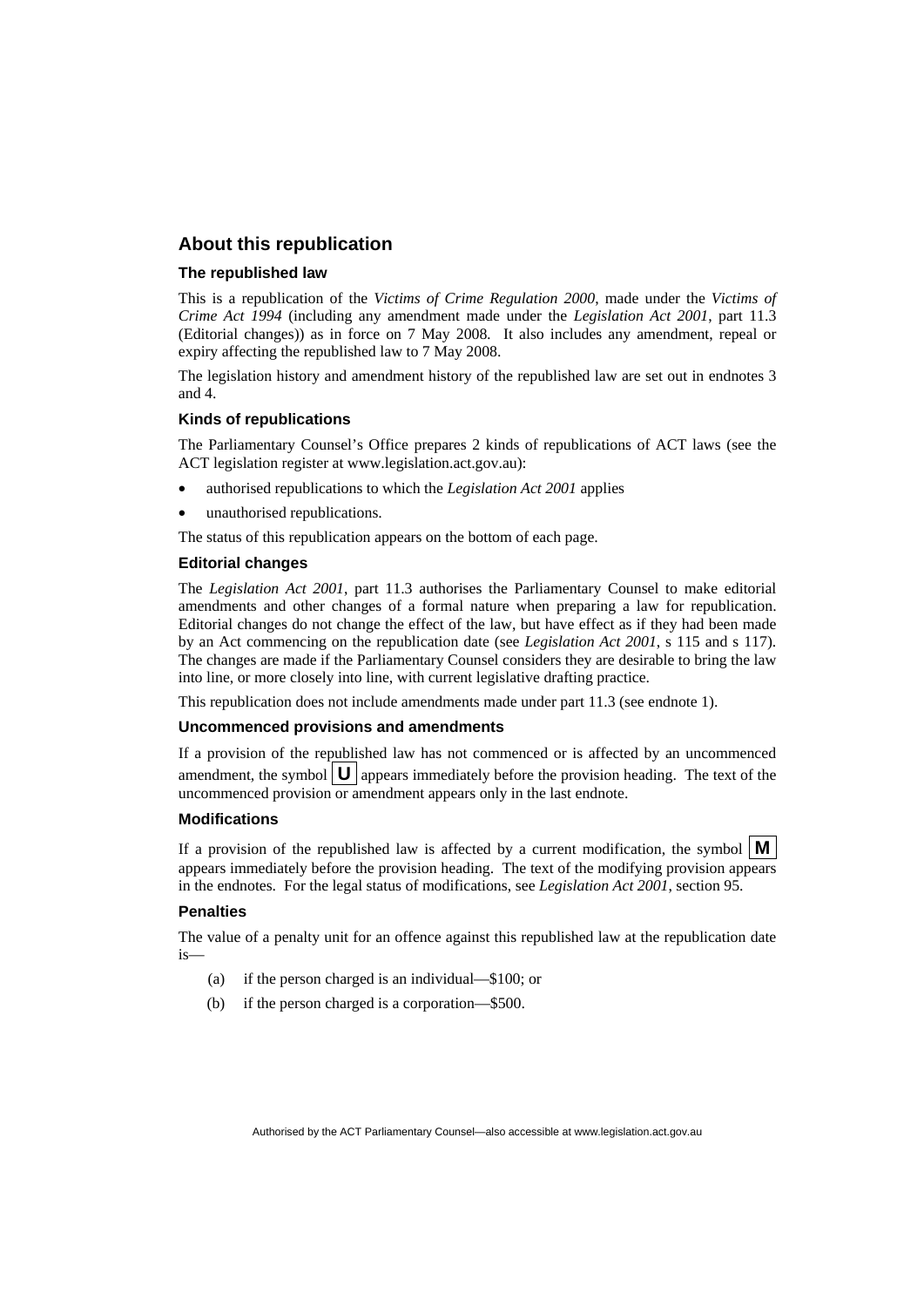## About this republication

### The republished law

This is a republication of the *Victims of Crime Regulation 2000*, made under the *Victims of Crime Act 1994* (including any amendment made under the *Legislation Act 2001*, part 11.3 (Editorial changes)) as in force on 7 May 2008*.* It also includes any amendment, repeal or expiry affecting the republished law to 7 May 2008.

The legislation history and amendment history of the republished law are set out in endnotes 3 and 4.

### Kinds of republications

The Parliamentary Counsel's Office prepares 2 kinds of republications of ACT laws (see the ACT legislation register at www.legislation.act.gov.au):

- authorised republications to which the *Legislation Act 2001* applies
- unauthorised republications.

The status of this republication appears on the bottom of each page.

### Editorial changes

The *Legislation Act 2001*, part 11.3 authorises the Parliamentary Counsel to make editorial amendments and other changes of a formal nature when preparing a law for republication. Editorial changes do not change the effect of the law, but have effect as if they had been made by an Act commencing on the republication date (see *Legislation Act 2001*, s 115 and s 117). The changes are made if the Parliamentary Counsel considers they are desirable to bring the law into line, or more closely into line, with current legislative drafting practice.

This republication does not include amendments made under part 11.3 (see endnote 1).

### Uncommenced provisions and amendments

If a provision of the republished law has not commenced or is affected by an uncommenced amendment, the symbol **U** appears immediately before the provision heading. The text of the uncommenced provision or amendment appears only in the last endnote.

### Modifications

If a provision of the republished law is affected by a current modification, the symbol **M** appears immediately before the provision heading. The text of the modifying provision appears in the endnotes. For the legal status of modifications, see *Legislation Act 2001*, section 95.

### Penalties

The value of a penalty unit for an offence against this republished law at the republication date is—

(a) if the person charged is an individual—$100; or

(b) if the person charged is a corporation—$500.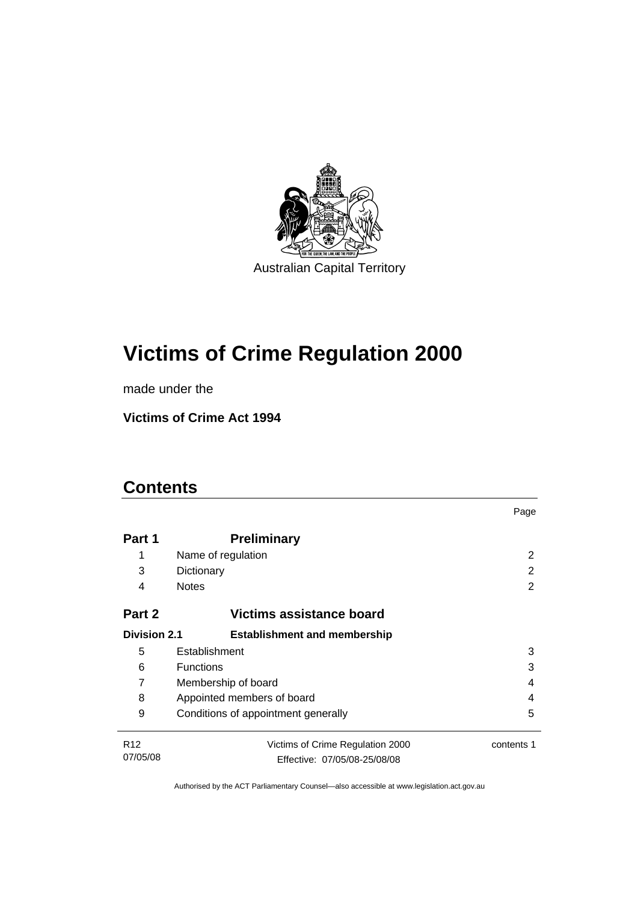Australian Capital Territory

# Victims of Crime Regulation 2000

made under the

**Victims of Crime Act 1994**

## Contents

| | | Page |
|---|---|---|
| **Part 1** | **Preliminary** | |
| 1 | Name of regulation | 2 |
| 3 | Dictionary | 2 |
| 4 | Notes | 2 |
| **Part 2** | **Victims assistance board** | |
| **Division 2.1** | **Establishment and membership** | |
| 5 | Establishment | 3 |
| 6 | Functions | 3 |
| 7 | Membership of board | 4 |
| 8 | Appointed members of board | 4 |
| 9 | Conditions of appointment generally | 5 |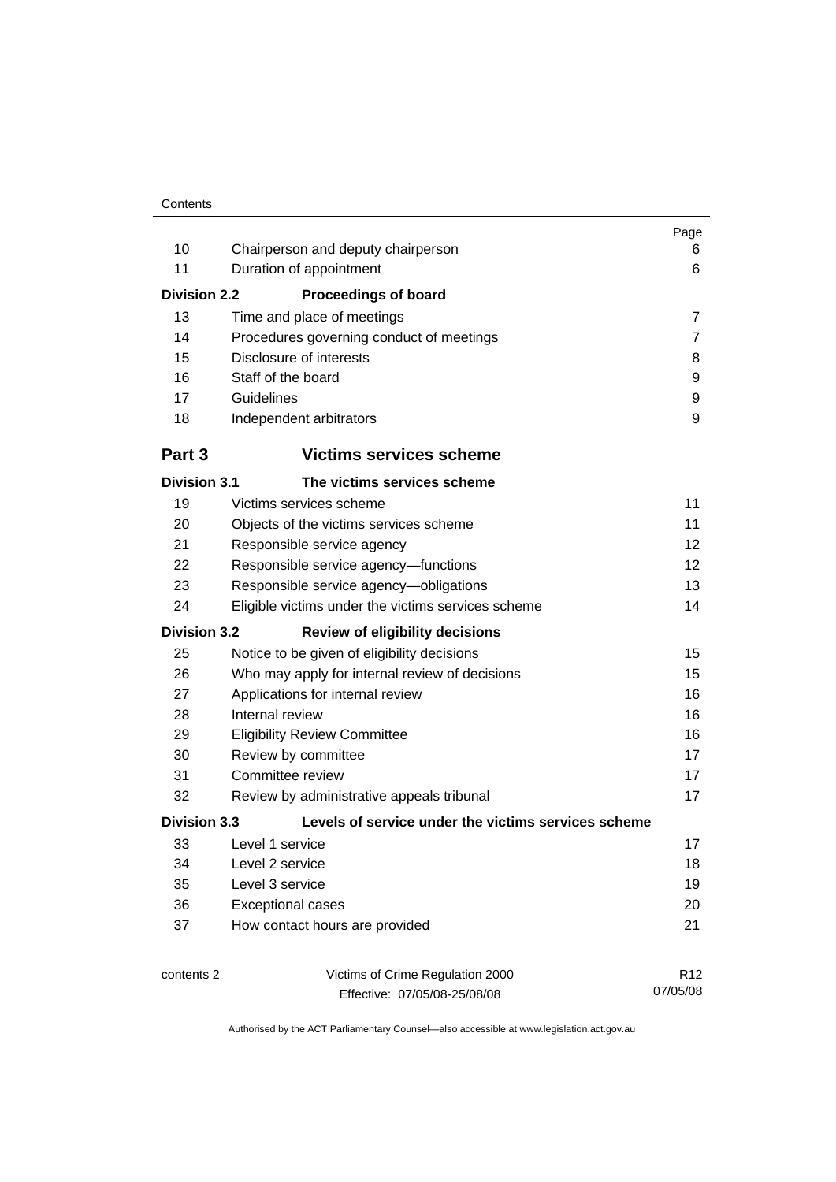| | | Page |
|---|---|---|
| 10 | Chairperson and deputy chairperson | 6 |
| 11 | Duration of appointment | 6 |
| **Division 2.2** | **Proceedings of board** | |
| 13 | Time and place of meetings | 7 |
| 14 | Procedures governing conduct of meetings | 7 |
| 15 | Disclosure of interests | 8 |
| 16 | Staff of the board | 9 |
| 17 | Guidelines | 9 |
| 18 | Independent arbitrators | 9 |
| **Part 3** | **Victims services scheme** | |
| **Division 3.1** | **The victims services scheme** | |
| 19 | Victims services scheme | 11 |
| 20 | Objects of the victims services scheme | 11 |
| 21 | Responsible service agency | 12 |
| 22 | Responsible service agency—functions | 12 |
| 23 | Responsible service agency—obligations | 13 |
| 24 | Eligible victims under the victims services scheme | 14 |
| **Division 3.2** | **Review of eligibility decisions** | |
| 25 | Notice to be given of eligibility decisions | 15 |
| 26 | Who may apply for internal review of decisions | 15 |
| 27 | Applications for internal review | 16 |
| 28 | Internal review | 16 |
| 29 | Eligibility Review Committee | 16 |
| 30 | Review by committee | 17 |
| 31 | Committee review | 17 |
| 32 | Review by administrative appeals tribunal | 17 |
| **Division 3.3** | **Levels of service under the victims services scheme** | |
| 33 | Level 1 service | 17 |
| 34 | Level 2 service | 18 |
| 35 | Level 3 service | 19 |
| 36 | Exceptional cases | 20 |
| 37 | How contact hours are provided | 21 |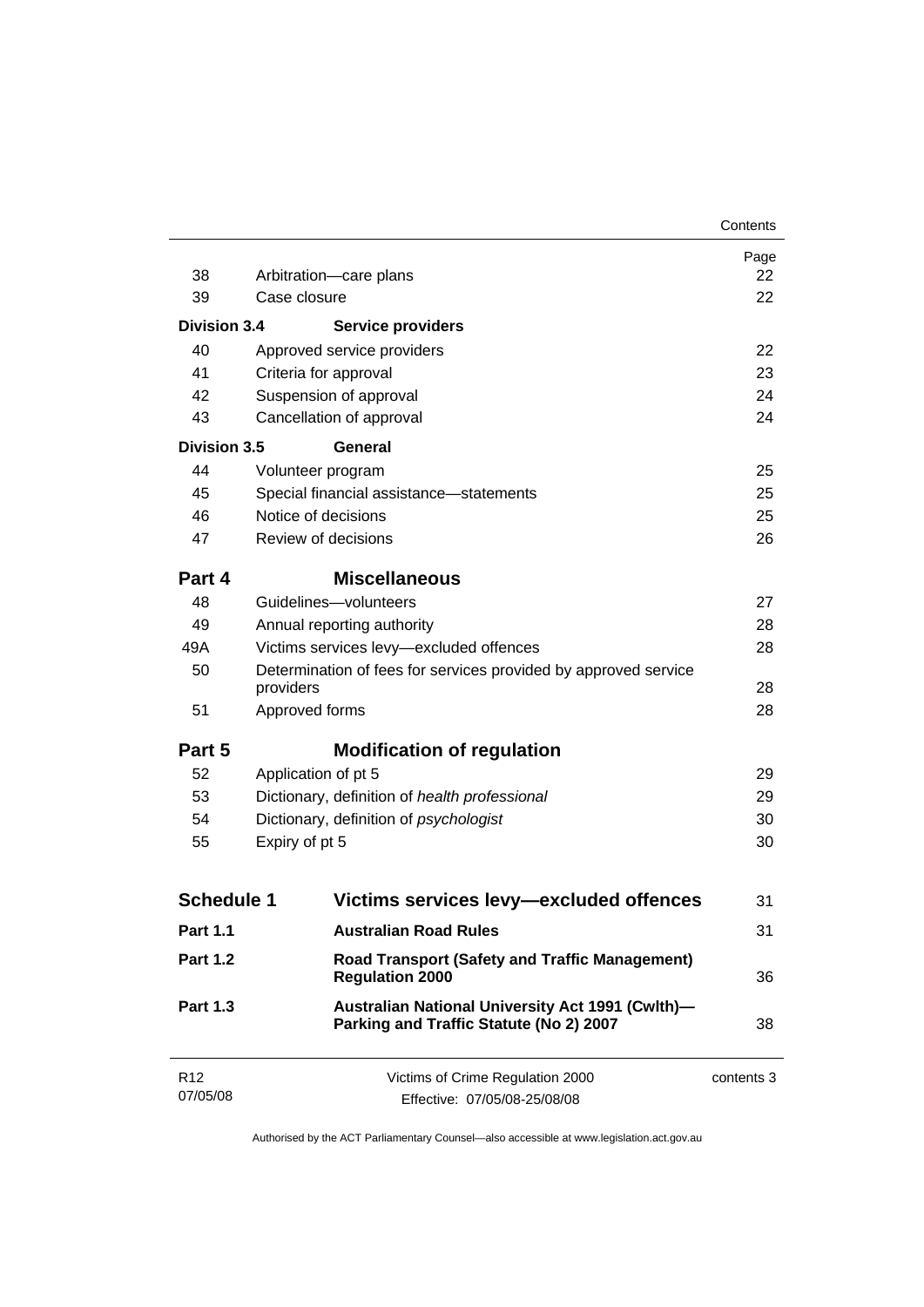| | | Page |
|---|---|---|
| 38 | Arbitration—care plans | 22 |
| 39 | Case closure | 22 |
| **Division 3.4** | **Service providers** | |
| 40 | Approved service providers | 22 |
| 41 | Criteria for approval | 23 |
| 42 | Suspension of approval | 24 |
| 43 | Cancellation of approval | 24 |
| **Division 3.5** | **General** | |
| 44 | Volunteer program | 25 |
| 45 | Special financial assistance—statements | 25 |
| 46 | Notice of decisions | 25 |
| 47 | Review of decisions | 26 |
| **Part 4** | **Miscellaneous** | |
| 48 | Guidelines—volunteers | 27 |
| 49 | Annual reporting authority | 28 |
| 49A | Victims services levy—excluded offences | 28 |
| 50 | Determination of fees for services provided by approved service providers | 28 |
| 51 | Approved forms | 28 |
| **Part 5** | **Modification of regulation** | |
| 52 | Application of pt 5 | 29 |
| 53 | Dictionary, definition of *health professional* | 29 |
| 54 | Dictionary, definition of *psychologist* | 30 |
| 55 | Expiry of pt 5 | 30 |
| **Schedule 1** | **Victims services levy—excluded offences** | 31 |
| **Part 1.1** | **Australian Road Rules** | 31 |
| **Part 1.2** | **Road Transport (Safety and Traffic Management) Regulation 2000** | 36 |
| **Part 1.3** | **Australian National University Act 1991 (Cwlth)—Parking and Traffic Statute (No 2) 2007** | 38 |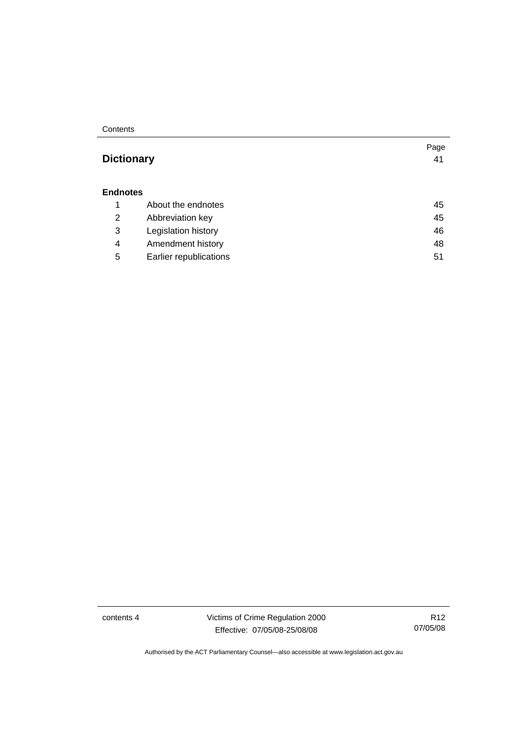| | | Page |
|---|---|---|
| **Dictionary** | | 41 |
| **Endnotes** | | |
| 1 | About the endnotes | 45 |
| 2 | Abbreviation key | 45 |
| 3 | Legislation history | 46 |
| 4 | Amendment history | 48 |
| 5 | Earlier republications | 51 |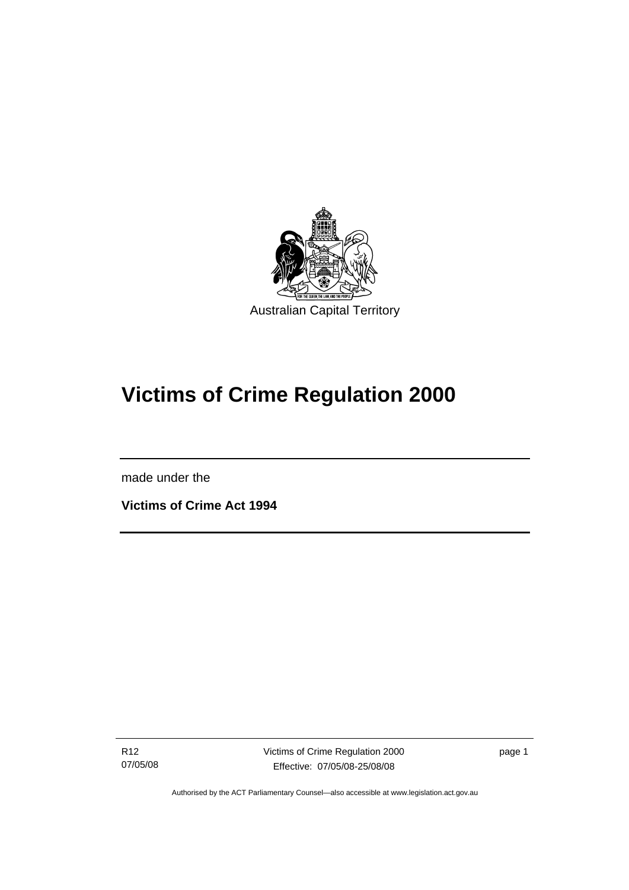Australian Capital Territory

# Victims of Crime Regulation 2000

made under the

**Victims of Crime Act 1994**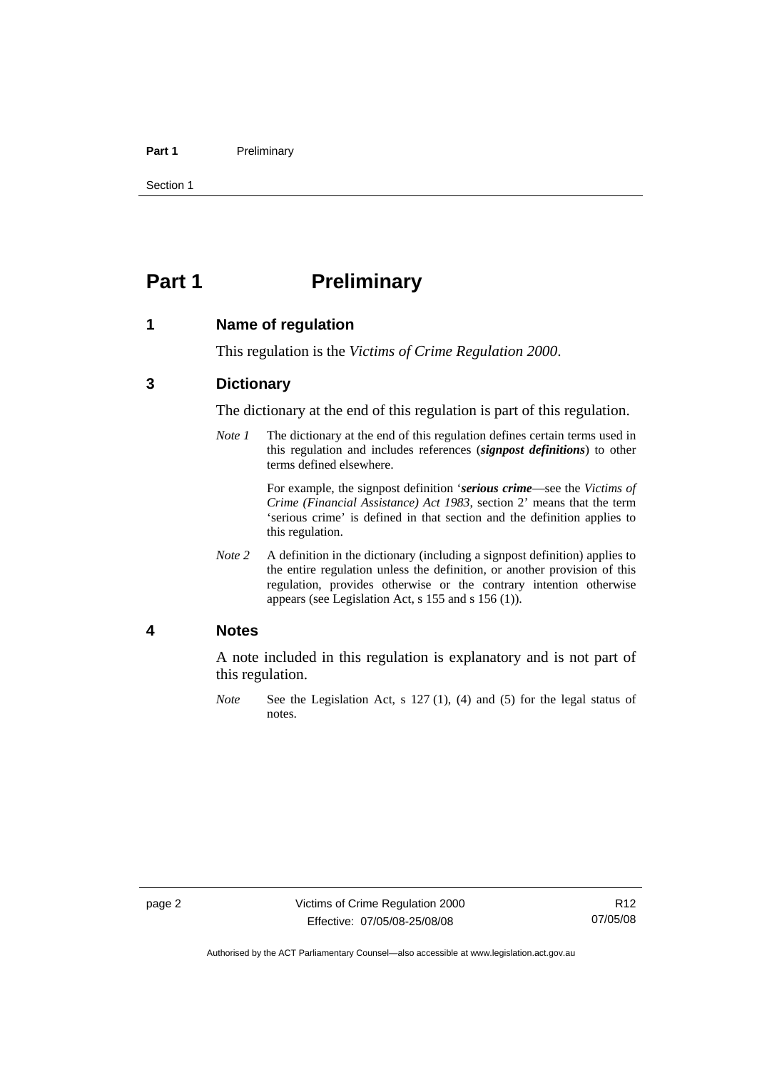# Part 1 Preliminary

## 1 Name of regulation

This regulation is the *Victims of Crime Regulation 2000*.

## 3 Dictionary

The dictionary at the end of this regulation is part of this regulation.

*Note 1* The dictionary at the end of this regulation defines certain terms used in this regulation and includes references (***signpost definitions***) to other terms defined elsewhere.

For example, the signpost definition '***serious crime***—see the *Victims of Crime (Financial Assistance) Act 1983*, section 2' means that the term 'serious crime' is defined in that section and the definition applies to this regulation.

*Note 2* A definition in the dictionary (including a signpost definition) applies to the entire regulation unless the definition, or another provision of this regulation, provides otherwise or the contrary intention otherwise appears (see Legislation Act, s 155 and s 156 (1)).

## 4 Notes

A note included in this regulation is explanatory and is not part of this regulation.

*Note* See the Legislation Act, s 127 (1), (4) and (5) for the legal status of notes.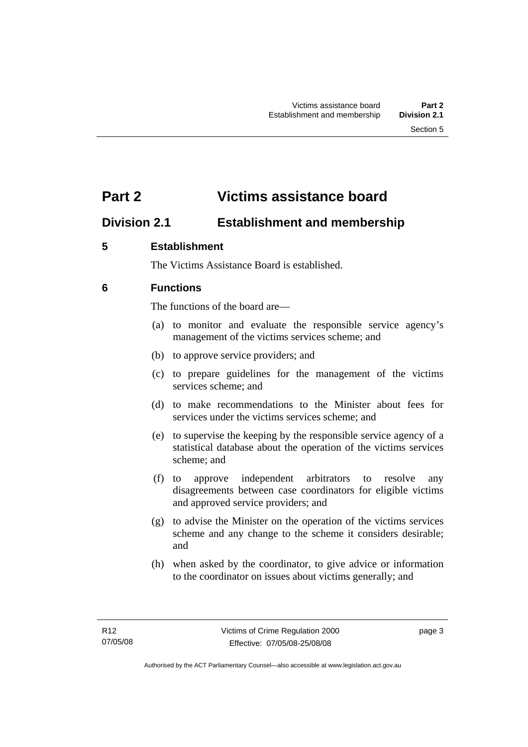# Part 2 Victims assistance board

## Division 2.1 Establishment and membership

### 5 Establishment

The Victims Assistance Board is established.

### 6 Functions

The functions of the board are—

(a) to monitor and evaluate the responsible service agency's management of the victims services scheme; and

(b) to approve service providers; and

(c) to prepare guidelines for the management of the victims services scheme; and

(d) to make recommendations to the Minister about fees for services under the victims services scheme; and

(e) to supervise the keeping by the responsible service agency of a statistical database about the operation of the victims services scheme; and

(f) to approve independent arbitrators to resolve any disagreements between case coordinators for eligible victims and approved service providers; and

(g) to advise the Minister on the operation of the victims services scheme and any change to the scheme it considers desirable; and

(h) when asked by the coordinator, to give advice or information to the coordinator on issues about victims generally; and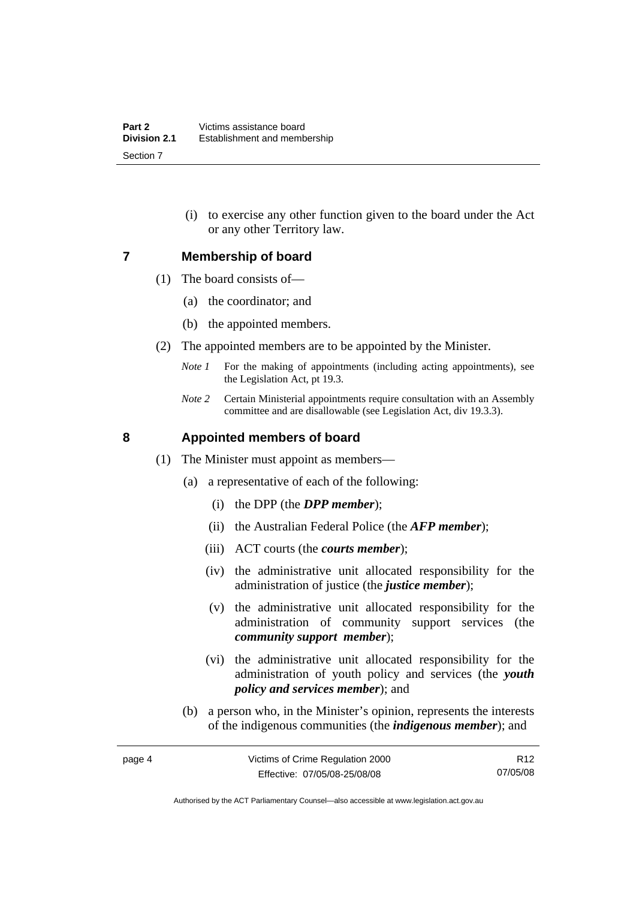(i) to exercise any other function given to the board under the Act or any other Territory law.

## 7 Membership of board

(1) The board consists of—

(a) the coordinator; and

(b) the appointed members.

(2) The appointed members are to be appointed by the Minister.

*Note 1* For the making of appointments (including acting appointments), see the Legislation Act, pt 19.3.

*Note 2* Certain Ministerial appointments require consultation with an Assembly committee and are disallowable (see Legislation Act, div 19.3.3).

## 8 Appointed members of board

(1) The Minister must appoint as members—

(a) a representative of each of the following:

(i) the DPP (the ***DPP member***);

(ii) the Australian Federal Police (the ***AFP member***);

(iii) ACT courts (the ***courts member***);

(iv) the administrative unit allocated responsibility for the administration of justice (the ***justice member***);

(v) the administrative unit allocated responsibility for the administration of community support services (the ***community support member***);

(vi) the administrative unit allocated responsibility for the administration of youth policy and services (the ***youth policy and services member***); and

(b) a person who, in the Minister's opinion, represents the interests of the indigenous communities (the ***indigenous member***); and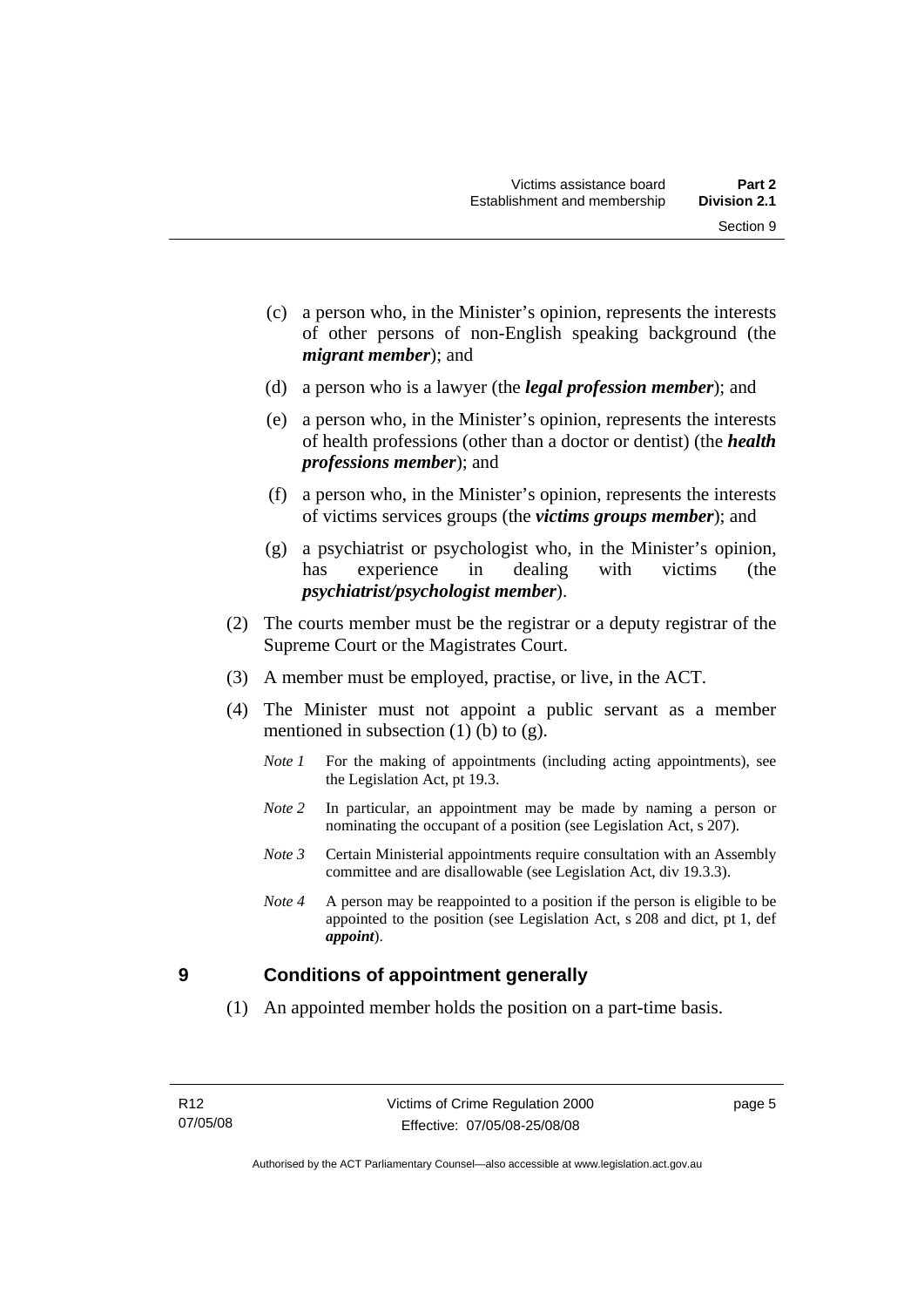(c) a person who, in the Minister's opinion, represents the interests of other persons of non-English speaking background (the ***migrant member***); and

(d) a person who is a lawyer (the ***legal profession member***); and

(e) a person who, in the Minister's opinion, represents the interests of health professions (other than a doctor or dentist) (the ***health professions member***); and

(f) a person who, in the Minister's opinion, represents the interests of victims services groups (the ***victims groups member***); and

(g) a psychiatrist or psychologist who, in the Minister's opinion, has experience in dealing with victims (the ***psychiatrist/psychologist member***).

(2) The courts member must be the registrar or a deputy registrar of the Supreme Court or the Magistrates Court.

(3) A member must be employed, practise, or live, in the ACT.

(4) The Minister must not appoint a public servant as a member mentioned in subsection (1) (b) to (g).

*Note 1* For the making of appointments (including acting appointments), see the Legislation Act, pt 19.3.

*Note 2* In particular, an appointment may be made by naming a person or nominating the occupant of a position (see Legislation Act, s 207).

*Note 3* Certain Ministerial appointments require consultation with an Assembly committee and are disallowable (see Legislation Act, div 19.3.3).

*Note 4* A person may be reappointed to a position if the person is eligible to be appointed to the position (see Legislation Act, s 208 and dict, pt 1, def ***appoint***).

## 9 Conditions of appointment generally

(1) An appointed member holds the position on a part-time basis.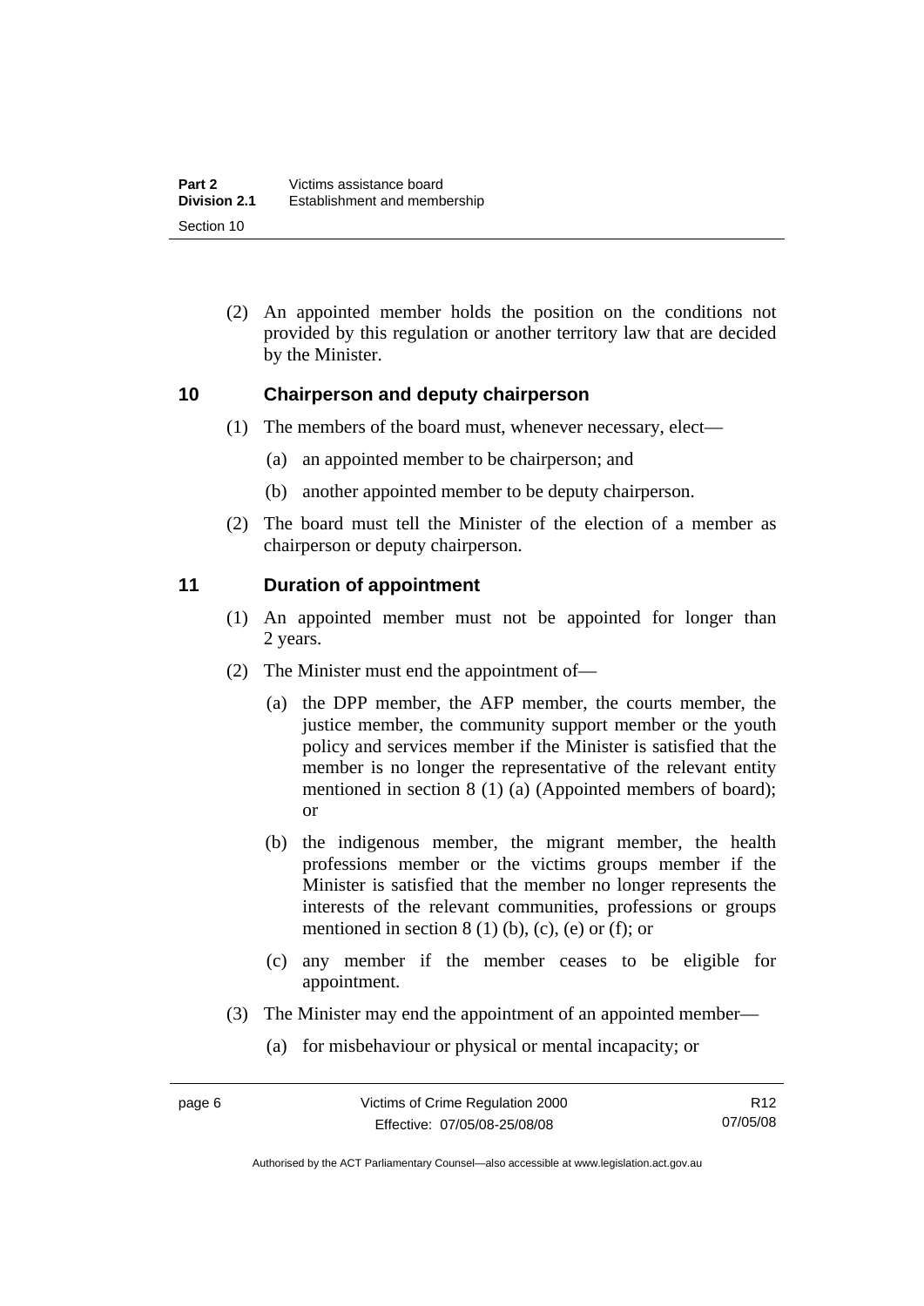(2) An appointed member holds the position on the conditions not provided by this regulation or another territory law that are decided by the Minister.

## 10 Chairperson and deputy chairperson

(1) The members of the board must, whenever necessary, elect—

(a) an appointed member to be chairperson; and

(b) another appointed member to be deputy chairperson.

(2) The board must tell the Minister of the election of a member as chairperson or deputy chairperson.

## 11 Duration of appointment

(1) An appointed member must not be appointed for longer than 2 years.

(2) The Minister must end the appointment of—

(a) the DPP member, the AFP member, the courts member, the justice member, the community support member or the youth policy and services member if the Minister is satisfied that the member is no longer the representative of the relevant entity mentioned in section 8 (1) (a) (Appointed members of board); or

(b) the indigenous member, the migrant member, the health professions member or the victims groups member if the Minister is satisfied that the member no longer represents the interests of the relevant communities, professions or groups mentioned in section 8 (1) (b), (c), (e) or (f); or

(c) any member if the member ceases to be eligible for appointment.

(3) The Minister may end the appointment of an appointed member—

(a) for misbehaviour or physical or mental incapacity; or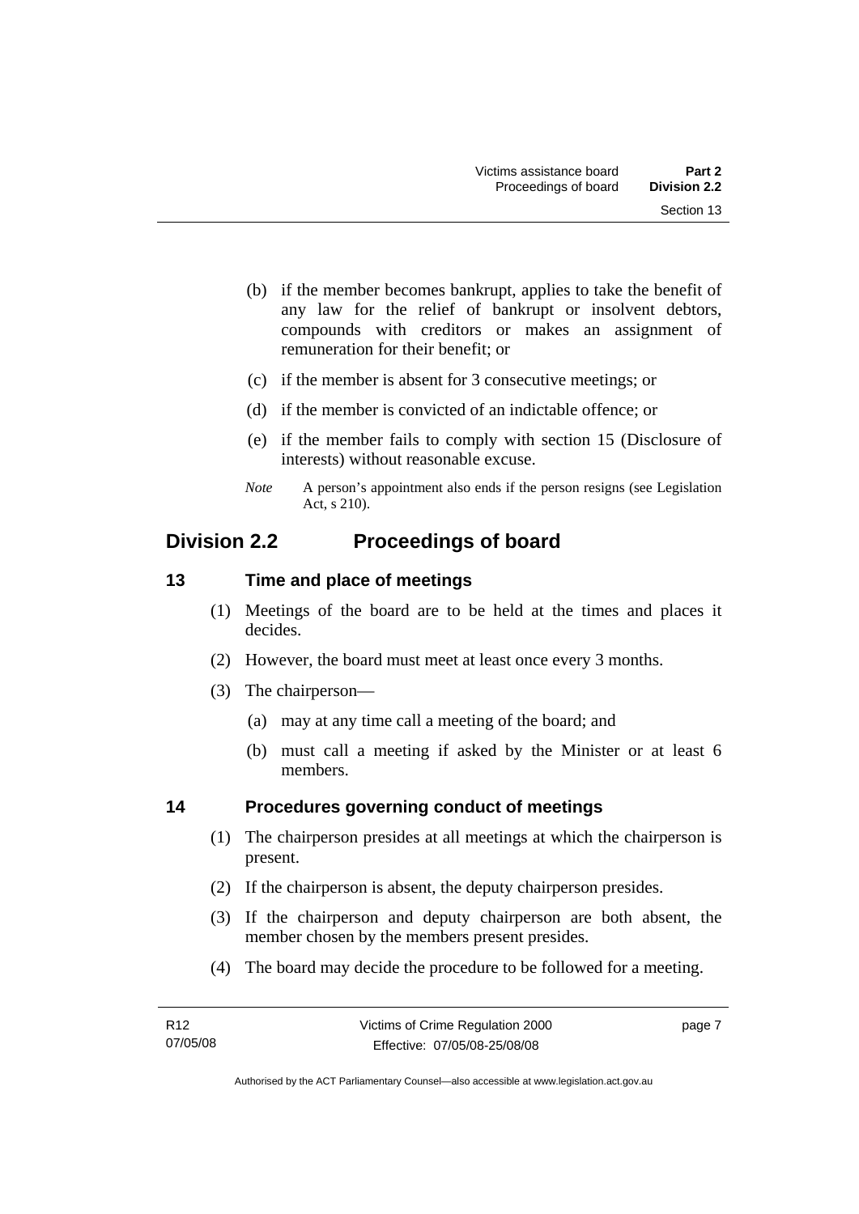(b) if the member becomes bankrupt, applies to take the benefit of any law for the relief of bankrupt or insolvent debtors, compounds with creditors or makes an assignment of remuneration for their benefit; or

(c) if the member is absent for 3 consecutive meetings; or

(d) if the member is convicted of an indictable offence; or

(e) if the member fails to comply with section 15 (Disclosure of interests) without reasonable excuse.

*Note* A person's appointment also ends if the person resigns (see Legislation Act, s 210).

## Division 2.2 Proceedings of board

### 13 Time and place of meetings

(1) Meetings of the board are to be held at the times and places it decides.

(2) However, the board must meet at least once every 3 months.

(3) The chairperson—

(a) may at any time call a meeting of the board; and

(b) must call a meeting if asked by the Minister or at least 6 members.

### 14 Procedures governing conduct of meetings

(1) The chairperson presides at all meetings at which the chairperson is present.

(2) If the chairperson is absent, the deputy chairperson presides.

(3) If the chairperson and deputy chairperson are both absent, the member chosen by the members present presides.

(4) The board may decide the procedure to be followed for a meeting.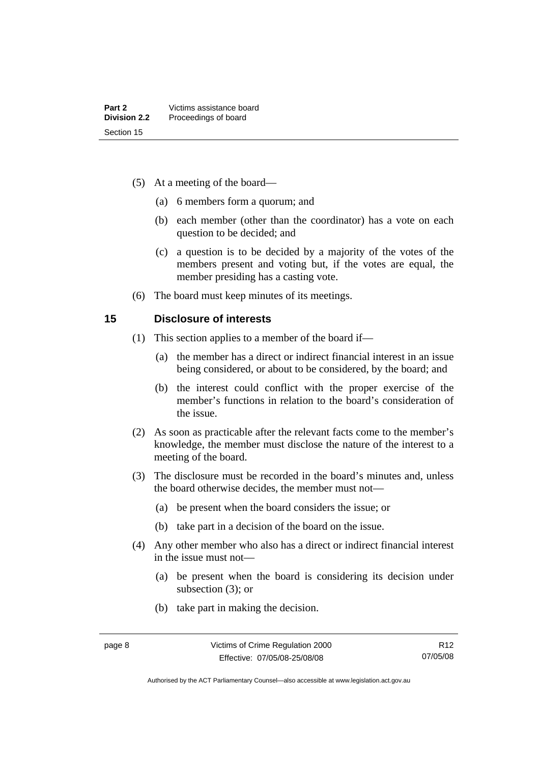(5) At a meeting of the board—

(a) 6 members form a quorum; and

(b) each member (other than the coordinator) has a vote on each question to be decided; and

(c) a question is to be decided by a majority of the votes of the members present and voting but, if the votes are equal, the member presiding has a casting vote.

(6) The board must keep minutes of its meetings.

## 15 Disclosure of interests

(1) This section applies to a member of the board if—

(a) the member has a direct or indirect financial interest in an issue being considered, or about to be considered, by the board; and

(b) the interest could conflict with the proper exercise of the member's functions in relation to the board's consideration of the issue.

(2) As soon as practicable after the relevant facts come to the member's knowledge, the member must disclose the nature of the interest to a meeting of the board.

(3) The disclosure must be recorded in the board's minutes and, unless the board otherwise decides, the member must not—

(a) be present when the board considers the issue; or

(b) take part in a decision of the board on the issue.

(4) Any other member who also has a direct or indirect financial interest in the issue must not—

(a) be present when the board is considering its decision under subsection (3); or

(b) take part in making the decision.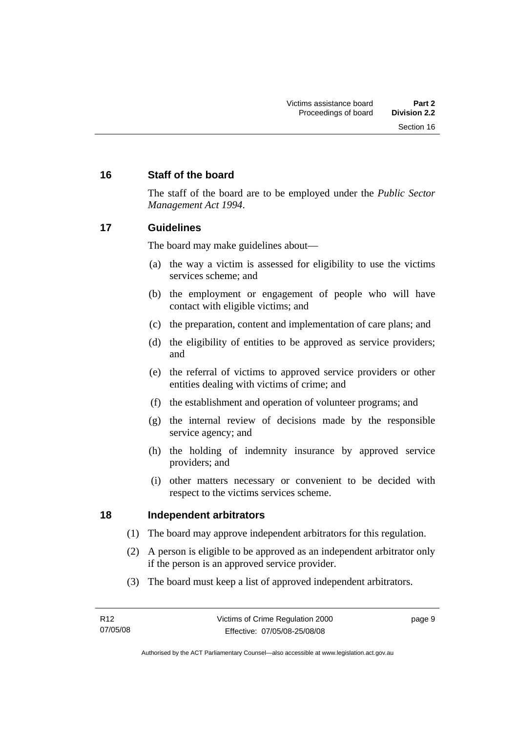## 16 Staff of the board

The staff of the board are to be employed under the *Public Sector Management Act 1994*.

## 17 Guidelines

The board may make guidelines about—

(a) the way a victim is assessed for eligibility to use the victims services scheme; and

(b) the employment or engagement of people who will have contact with eligible victims; and

(c) the preparation, content and implementation of care plans; and

(d) the eligibility of entities to be approved as service providers; and

(e) the referral of victims to approved service providers or other entities dealing with victims of crime; and

(f) the establishment and operation of volunteer programs; and

(g) the internal review of decisions made by the responsible service agency; and

(h) the holding of indemnity insurance by approved service providers; and

(i) other matters necessary or convenient to be decided with respect to the victims services scheme.

## 18 Independent arbitrators

(1) The board may approve independent arbitrators for this regulation.

(2) A person is eligible to be approved as an independent arbitrator only if the person is an approved service provider.

(3) The board must keep a list of approved independent arbitrators.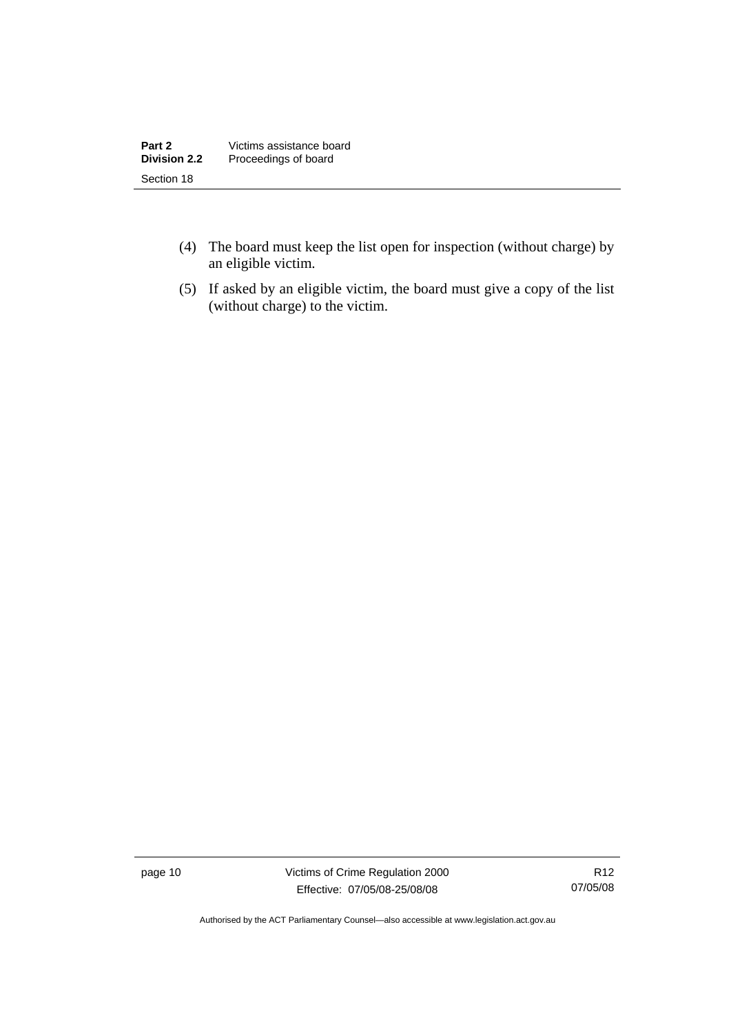(4) The board must keep the list open for inspection (without charge) by an eligible victim.

(5) If asked by an eligible victim, the board must give a copy of the list (without charge) to the victim.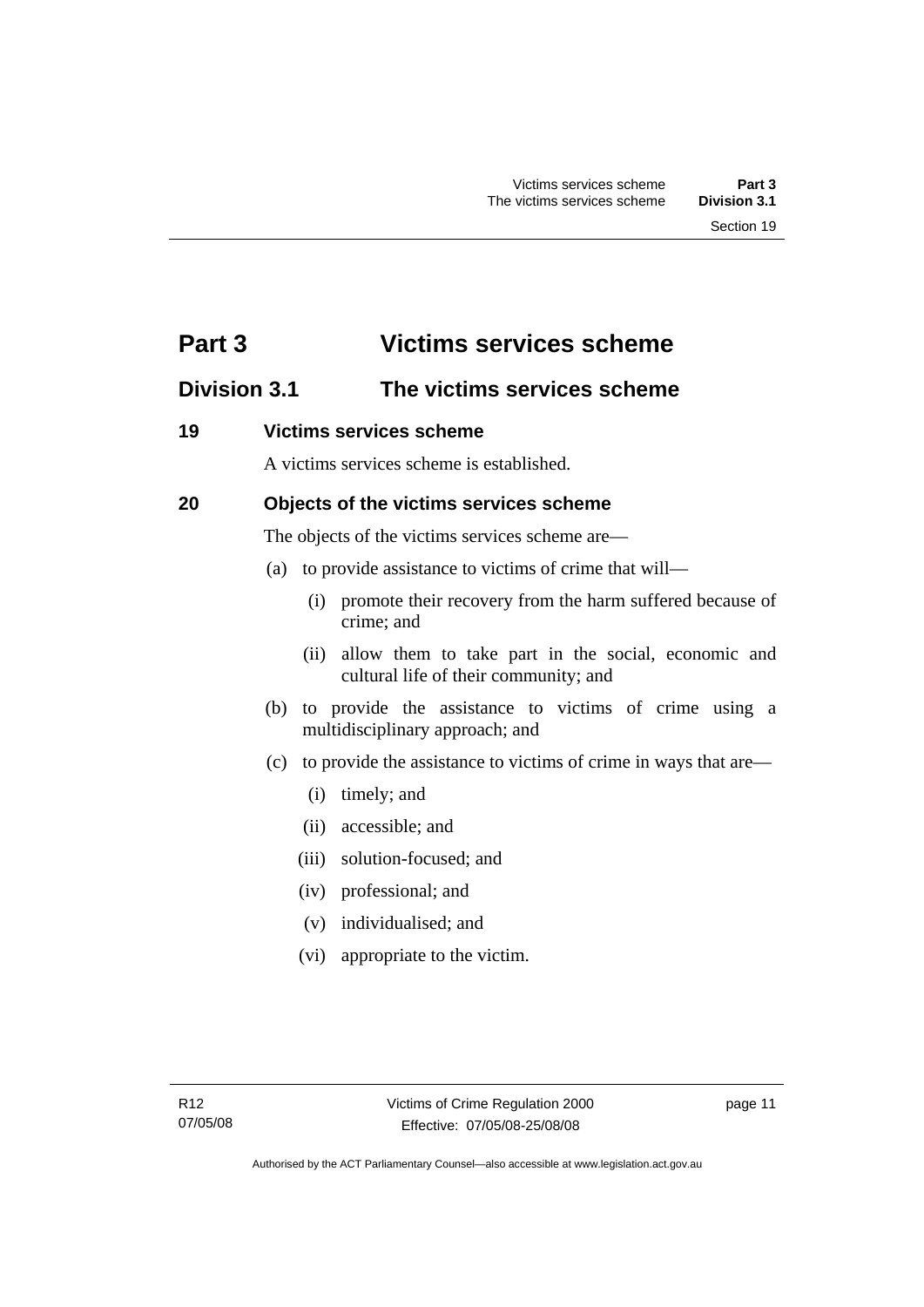# Part 3 Victims services scheme

## Division 3.1 The victims services scheme

### 19 Victims services scheme

A victims services scheme is established.

### 20 Objects of the victims services scheme

The objects of the victims services scheme are—

(a) to provide assistance to victims of crime that will—

  (i) promote their recovery from the harm suffered because of crime; and

  (ii) allow them to take part in the social, economic and cultural life of their community; and

(b) to provide the assistance to victims of crime using a multidisciplinary approach; and

(c) to provide the assistance to victims of crime in ways that are—

  (i) timely; and

  (ii) accessible; and

  (iii) solution-focused; and

  (iv) professional; and

  (v) individualised; and

  (vi) appropriate to the victim.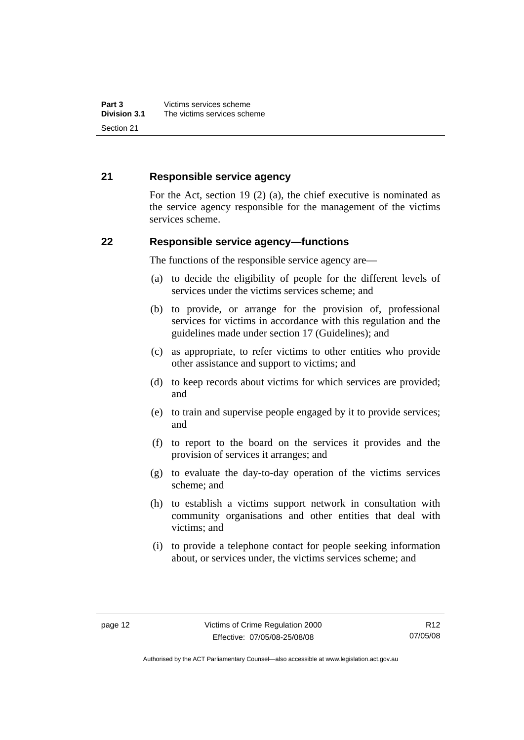## 21 Responsible service agency

For the Act, section 19 (2) (a), the chief executive is nominated as the service agency responsible for the management of the victims services scheme.

## 22 Responsible service agency—functions

The functions of the responsible service agency are—

(a) to decide the eligibility of people for the different levels of services under the victims services scheme; and

(b) to provide, or arrange for the provision of, professional services for victims in accordance with this regulation and the guidelines made under section 17 (Guidelines); and

(c) as appropriate, to refer victims to other entities who provide other assistance and support to victims; and

(d) to keep records about victims for which services are provided; and

(e) to train and supervise people engaged by it to provide services; and

(f) to report to the board on the services it provides and the provision of services it arranges; and

(g) to evaluate the day-to-day operation of the victims services scheme; and

(h) to establish a victims support network in consultation with community organisations and other entities that deal with victims; and

(i) to provide a telephone contact for people seeking information about, or services under, the victims services scheme; and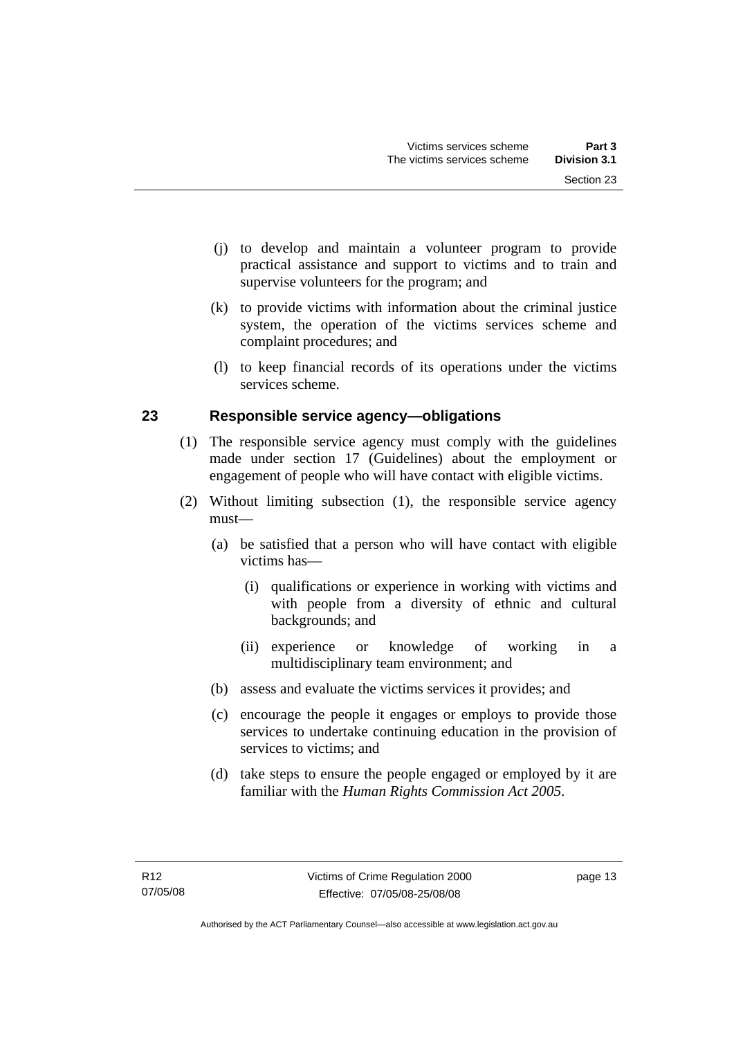(j) to develop and maintain a volunteer program to provide practical assistance and support to victims and to train and supervise volunteers for the program; and

(k) to provide victims with information about the criminal justice system, the operation of the victims services scheme and complaint procedures; and

(l) to keep financial records of its operations under the victims services scheme.

### 23 Responsible service agency—obligations

(1) The responsible service agency must comply with the guidelines made under section 17 (Guidelines) about the employment or engagement of people who will have contact with eligible victims.

(2) Without limiting subsection (1), the responsible service agency must—

(a) be satisfied that a person who will have contact with eligible victims has—

(i) qualifications or experience in working with victims and with people from a diversity of ethnic and cultural backgrounds; and

(ii) experience or knowledge of working in a multidisciplinary team environment; and

(b) assess and evaluate the victims services it provides; and

(c) encourage the people it engages or employs to provide those services to undertake continuing education in the provision of services to victims; and

(d) take steps to ensure the people engaged or employed by it are familiar with the *Human Rights Commission Act 2005*.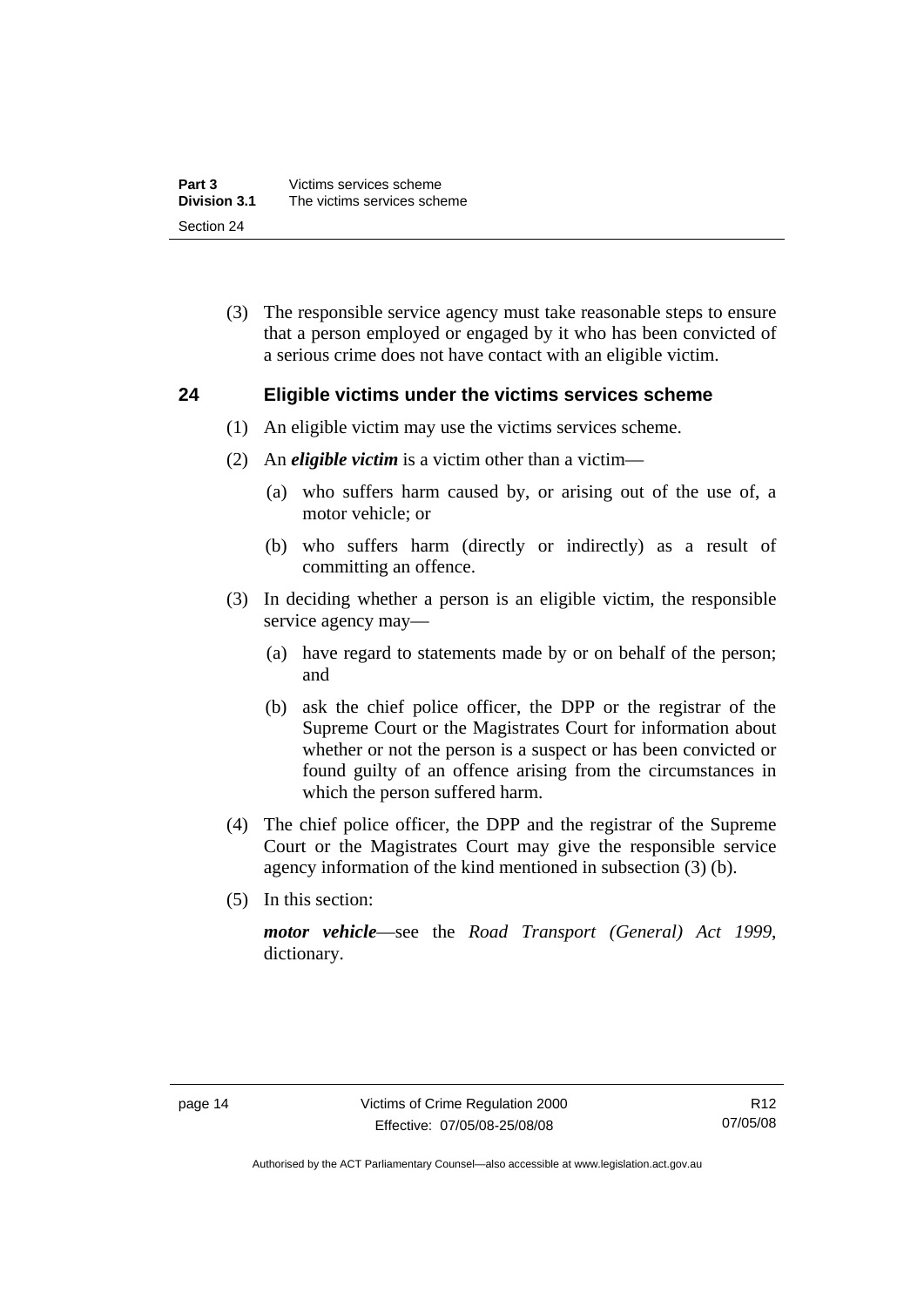(3) The responsible service agency must take reasonable steps to ensure that a person employed or engaged by it who has been convicted of a serious crime does not have contact with an eligible victim.

## 24 Eligible victims under the victims services scheme

(1) An eligible victim may use the victims services scheme.

(2) An ***eligible victim*** is a victim other than a victim—

(a) who suffers harm caused by, or arising out of the use of, a motor vehicle; or

(b) who suffers harm (directly or indirectly) as a result of committing an offence.

(3) In deciding whether a person is an eligible victim, the responsible service agency may—

(a) have regard to statements made by or on behalf of the person; and

(b) ask the chief police officer, the DPP or the registrar of the Supreme Court or the Magistrates Court for information about whether or not the person is a suspect or has been convicted or found guilty of an offence arising from the circumstances in which the person suffered harm.

(4) The chief police officer, the DPP and the registrar of the Supreme Court or the Magistrates Court may give the responsible service agency information of the kind mentioned in subsection (3) (b).

(5) In this section:

***motor vehicle***—see the *Road Transport (General) Act 1999*, dictionary.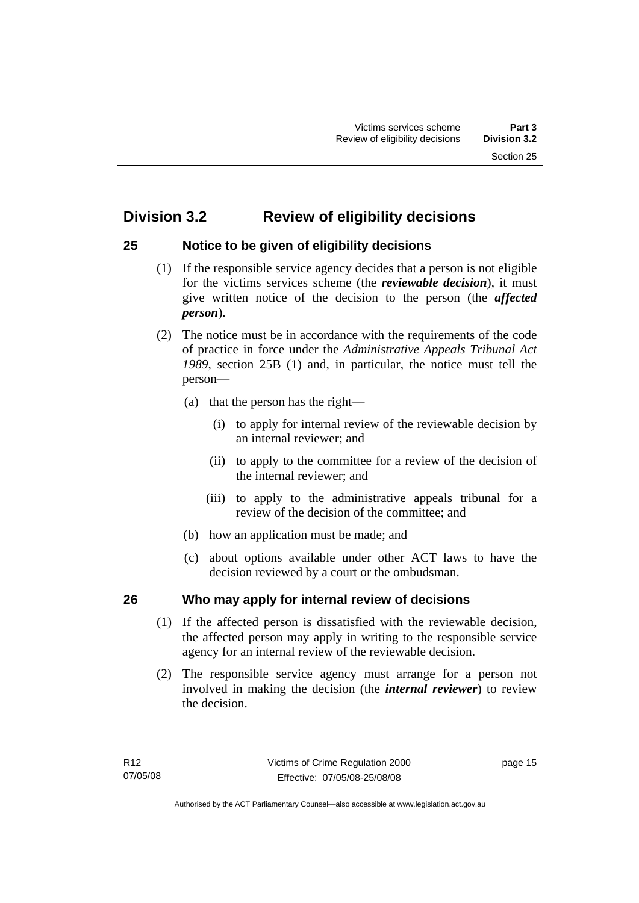## Division 3.2 Review of eligibility decisions

### 25 Notice to be given of eligibility decisions

(1) If the responsible service agency decides that a person is not eligible for the victims services scheme (the ***reviewable decision***), it must give written notice of the decision to the person (the ***affected person***).

(2) The notice must be in accordance with the requirements of the code of practice in force under the *Administrative Appeals Tribunal Act 1989*, section 25B (1) and, in particular, the notice must tell the person—

(a) that the person has the right—

(i) to apply for internal review of the reviewable decision by an internal reviewer; and

(ii) to apply to the committee for a review of the decision of the internal reviewer; and

(iii) to apply to the administrative appeals tribunal for a review of the decision of the committee; and

(b) how an application must be made; and

(c) about options available under other ACT laws to have the decision reviewed by a court or the ombudsman.

### 26 Who may apply for internal review of decisions

(1) If the affected person is dissatisfied with the reviewable decision, the affected person may apply in writing to the responsible service agency for an internal review of the reviewable decision.

(2) The responsible service agency must arrange for a person not involved in making the decision (the ***internal reviewer***) to review the decision.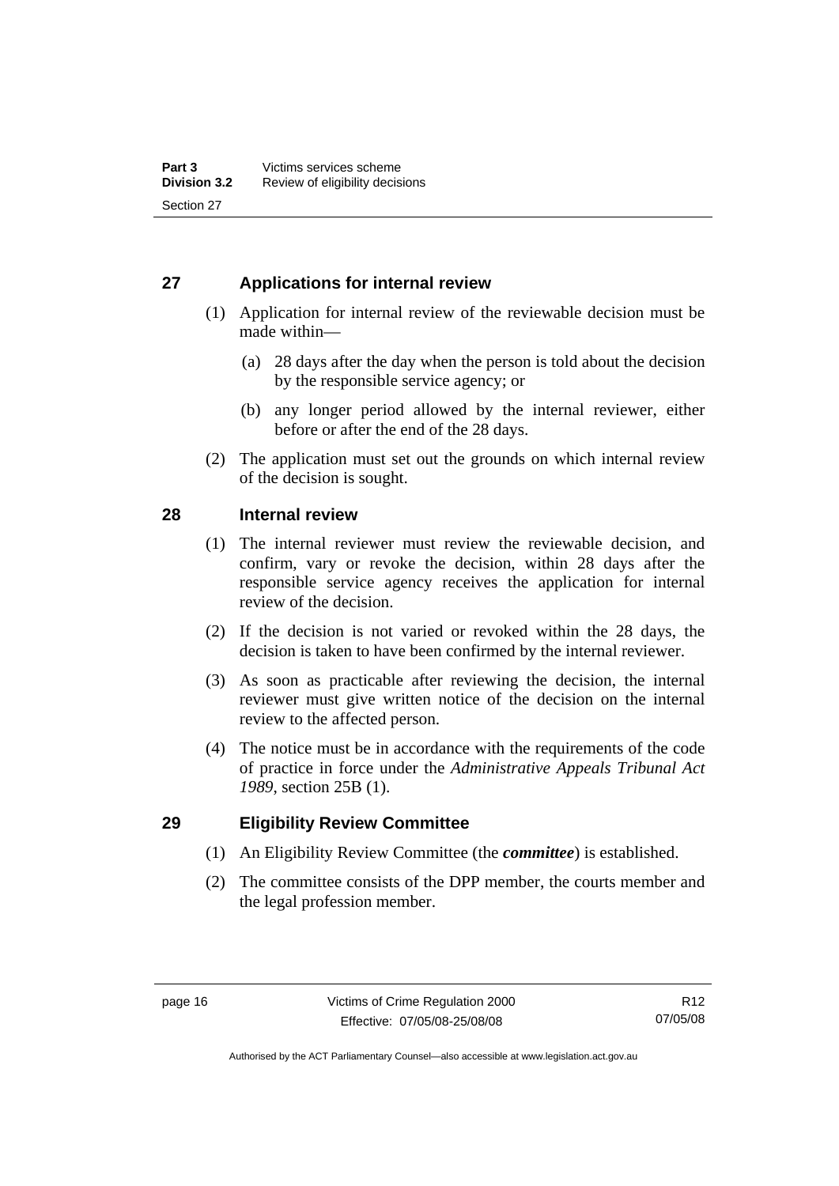## 27 Applications for internal review

(1) Application for internal review of the reviewable decision must be made within—

(a) 28 days after the day when the person is told about the decision by the responsible service agency; or

(b) any longer period allowed by the internal reviewer, either before or after the end of the 28 days.

(2) The application must set out the grounds on which internal review of the decision is sought.

## 28 Internal review

(1) The internal reviewer must review the reviewable decision, and confirm, vary or revoke the decision, within 28 days after the responsible service agency receives the application for internal review of the decision.

(2) If the decision is not varied or revoked within the 28 days, the decision is taken to have been confirmed by the internal reviewer.

(3) As soon as practicable after reviewing the decision, the internal reviewer must give written notice of the decision on the internal review to the affected person.

(4) The notice must be in accordance with the requirements of the code of practice in force under the *Administrative Appeals Tribunal Act 1989*, section 25B (1).

## 29 Eligibility Review Committee

(1) An Eligibility Review Committee (the ***committee***) is established.

(2) The committee consists of the DPP member, the courts member and the legal profession member.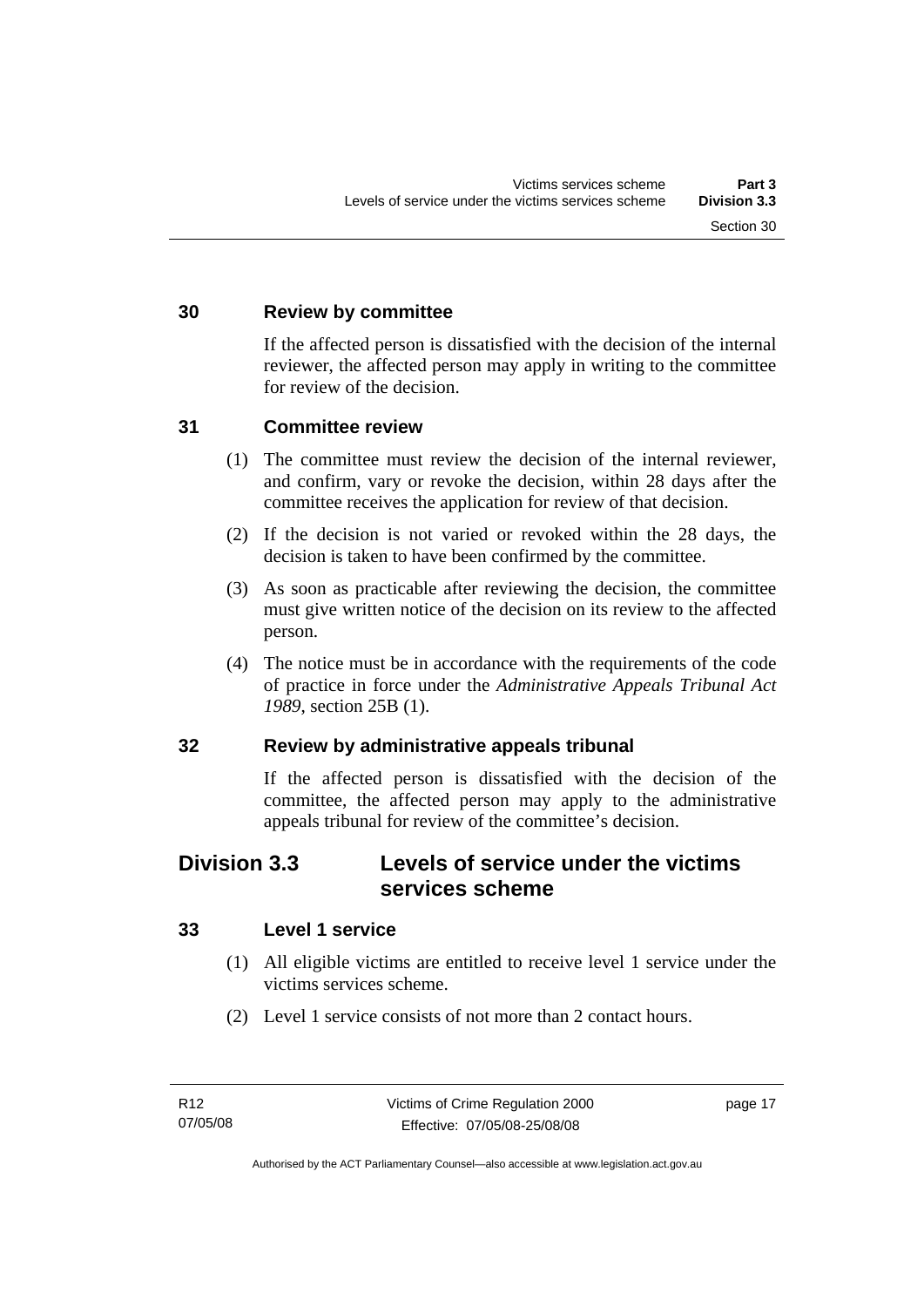### 30 Review by committee

If the affected person is dissatisfied with the decision of the internal reviewer, the affected person may apply in writing to the committee for review of the decision.

### 31 Committee review

(1) The committee must review the decision of the internal reviewer, and confirm, vary or revoke the decision, within 28 days after the committee receives the application for review of that decision.

(2) If the decision is not varied or revoked within the 28 days, the decision is taken to have been confirmed by the committee.

(3) As soon as practicable after reviewing the decision, the committee must give written notice of the decision on its review to the affected person.

(4) The notice must be in accordance with the requirements of the code of practice in force under the *Administrative Appeals Tribunal Act 1989*, section 25B (1).

### 32 Review by administrative appeals tribunal

If the affected person is dissatisfied with the decision of the committee, the affected person may apply to the administrative appeals tribunal for review of the committee's decision.

## Division 3.3 Levels of service under the victims services scheme

### 33 Level 1 service

(1) All eligible victims are entitled to receive level 1 service under the victims services scheme.

(2) Level 1 service consists of not more than 2 contact hours.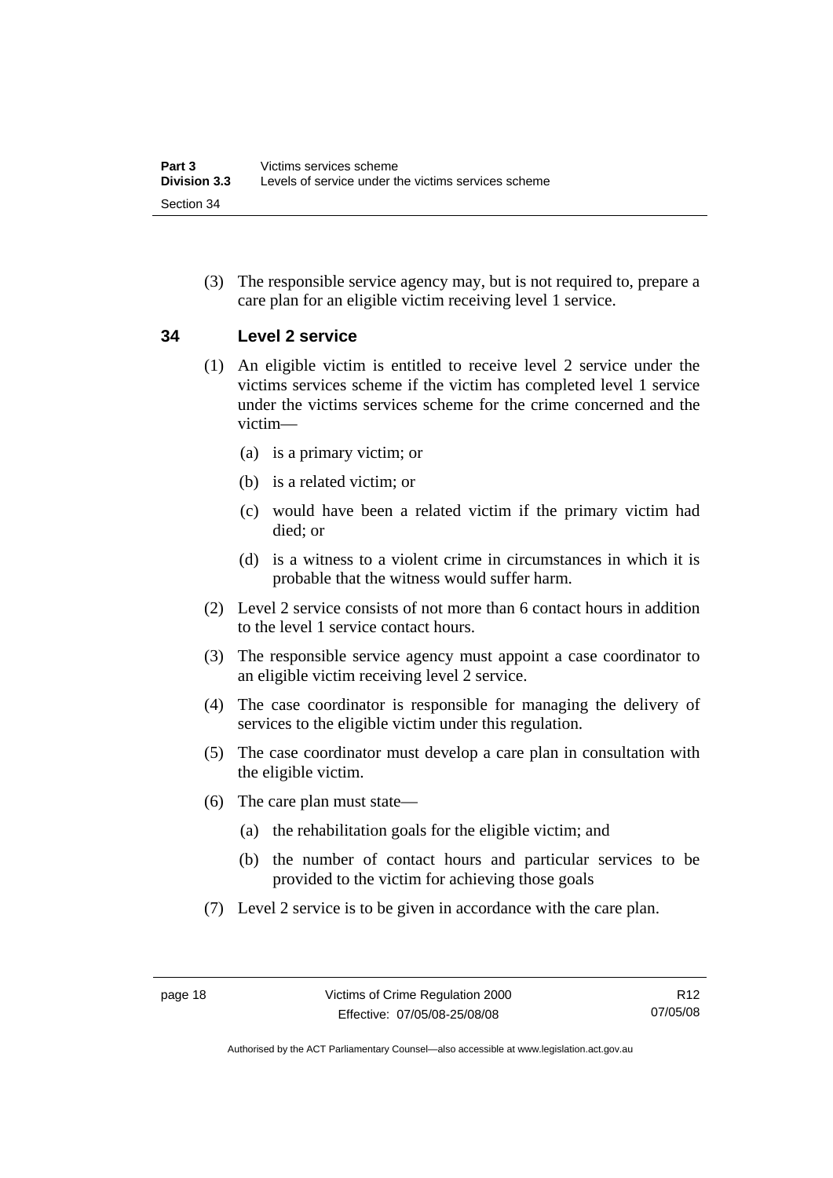(3) The responsible service agency may, but is not required to, prepare a care plan for an eligible victim receiving level 1 service.

## 34 Level 2 service

(1) An eligible victim is entitled to receive level 2 service under the victims services scheme if the victim has completed level 1 service under the victims services scheme for the crime concerned and the victim—

(a) is a primary victim; or

(b) is a related victim; or

(c) would have been a related victim if the primary victim had died; or

(d) is a witness to a violent crime in circumstances in which it is probable that the witness would suffer harm.

(2) Level 2 service consists of not more than 6 contact hours in addition to the level 1 service contact hours.

(3) The responsible service agency must appoint a case coordinator to an eligible victim receiving level 2 service.

(4) The case coordinator is responsible for managing the delivery of services to the eligible victim under this regulation.

(5) The case coordinator must develop a care plan in consultation with the eligible victim.

(6) The care plan must state—

(a) the rehabilitation goals for the eligible victim; and

(b) the number of contact hours and particular services to be provided to the victim for achieving those goals

(7) Level 2 service is to be given in accordance with the care plan.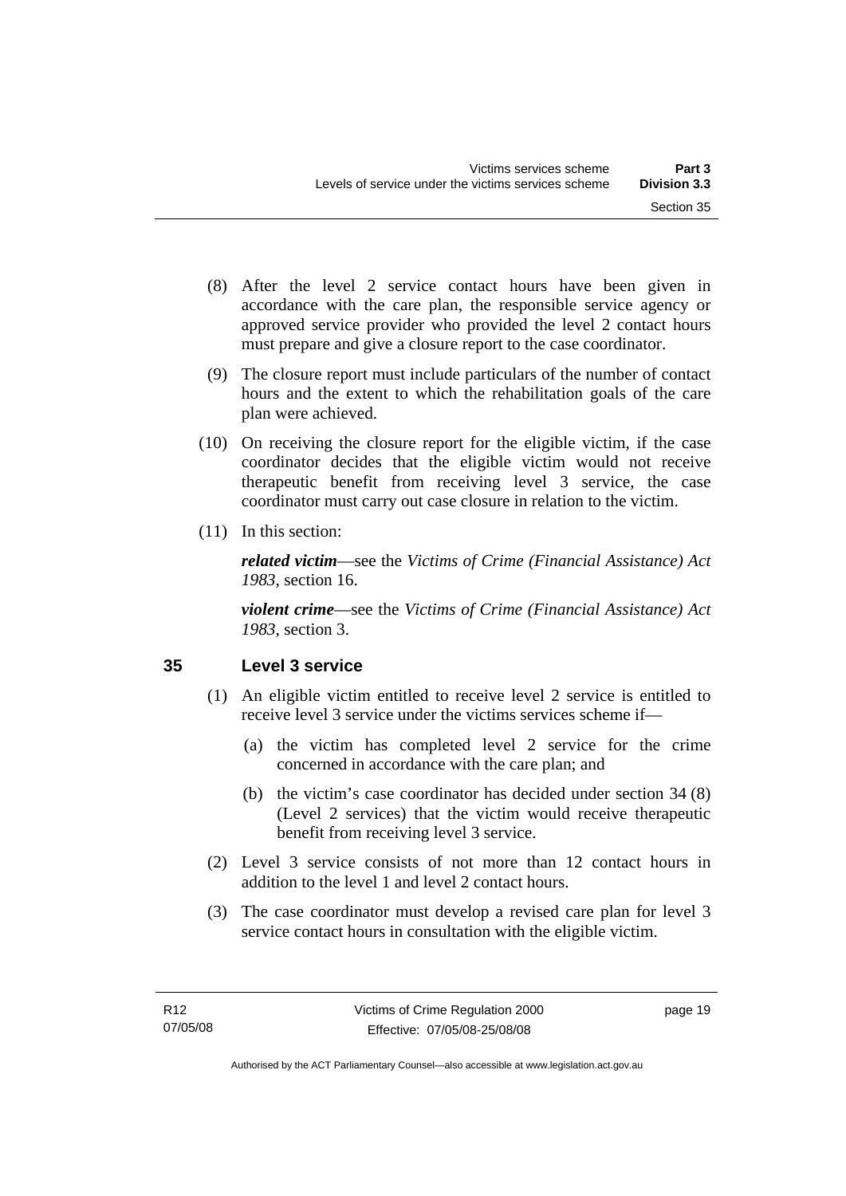(8) After the level 2 service contact hours have been given in accordance with the care plan, the responsible service agency or approved service provider who provided the level 2 contact hours must prepare and give a closure report to the case coordinator.

(9) The closure report must include particulars of the number of contact hours and the extent to which the rehabilitation goals of the care plan were achieved.

(10) On receiving the closure report for the eligible victim, if the case coordinator decides that the eligible victim would not receive therapeutic benefit from receiving level 3 service, the case coordinator must carry out case closure in relation to the victim.

(11) In this section:

***related victim***—see the *Victims of Crime (Financial Assistance) Act 1983*, section 16.

***violent crime***—see the *Victims of Crime (Financial Assistance) Act 1983*, section 3.

## 35 Level 3 service

(1) An eligible victim entitled to receive level 2 service is entitled to receive level 3 service under the victims services scheme if—

(a) the victim has completed level 2 service for the crime concerned in accordance with the care plan; and

(b) the victim's case coordinator has decided under section 34 (8) (Level 2 services) that the victim would receive therapeutic benefit from receiving level 3 service.

(2) Level 3 service consists of not more than 12 contact hours in addition to the level 1 and level 2 contact hours.

(3) The case coordinator must develop a revised care plan for level 3 service contact hours in consultation with the eligible victim.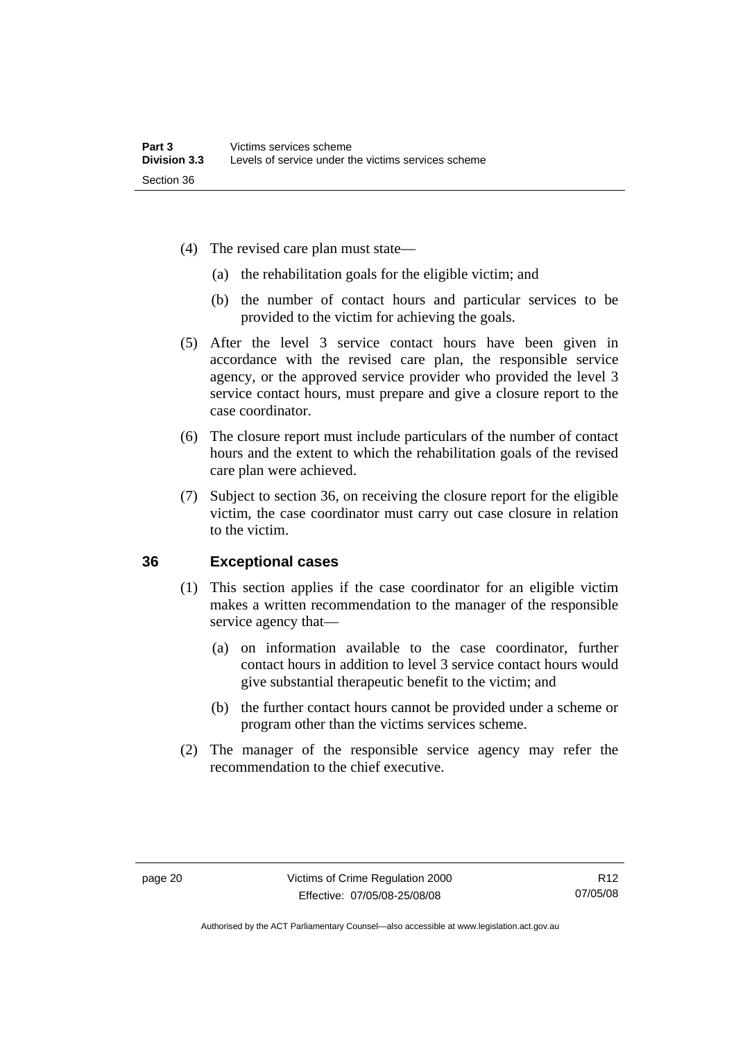(4) The revised care plan must state—

(a) the rehabilitation goals for the eligible victim; and

(b) the number of contact hours and particular services to be provided to the victim for achieving the goals.

(5) After the level 3 service contact hours have been given in accordance with the revised care plan, the responsible service agency, or the approved service provider who provided the level 3 service contact hours, must prepare and give a closure report to the case coordinator.

(6) The closure report must include particulars of the number of contact hours and the extent to which the rehabilitation goals of the revised care plan were achieved.

(7) Subject to section 36, on receiving the closure report for the eligible victim, the case coordinator must carry out case closure in relation to the victim.

## 36 Exceptional cases

(1) This section applies if the case coordinator for an eligible victim makes a written recommendation to the manager of the responsible service agency that—

(a) on information available to the case coordinator, further contact hours in addition to level 3 service contact hours would give substantial therapeutic benefit to the victim; and

(b) the further contact hours cannot be provided under a scheme or program other than the victims services scheme.

(2) The manager of the responsible service agency may refer the recommendation to the chief executive.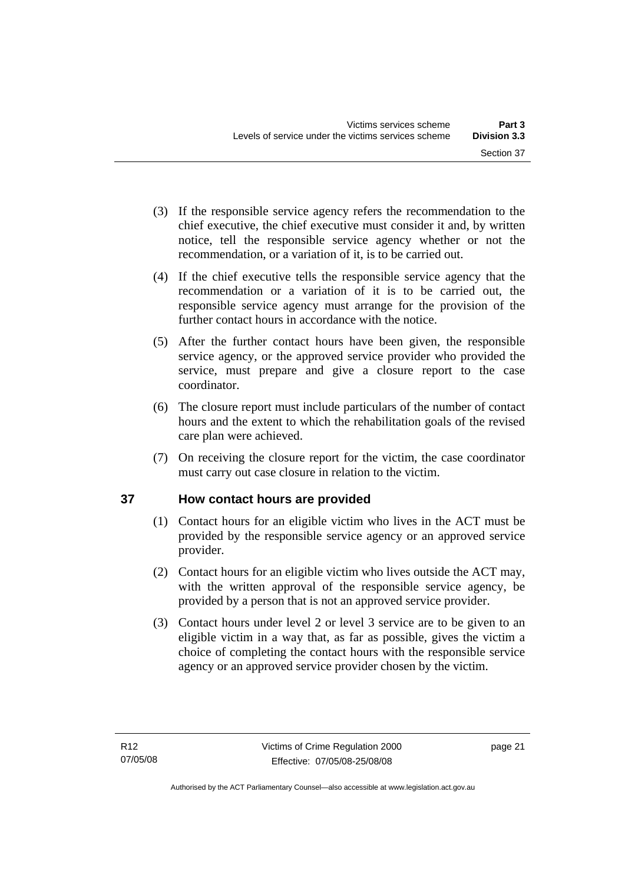(3) If the responsible service agency refers the recommendation to the chief executive, the chief executive must consider it and, by written notice, tell the responsible service agency whether or not the recommendation, or a variation of it, is to be carried out.

(4) If the chief executive tells the responsible service agency that the recommendation or a variation of it is to be carried out, the responsible service agency must arrange for the provision of the further contact hours in accordance with the notice.

(5) After the further contact hours have been given, the responsible service agency, or the approved service provider who provided the service, must prepare and give a closure report to the case coordinator.

(6) The closure report must include particulars of the number of contact hours and the extent to which the rehabilitation goals of the revised care plan were achieved.

(7) On receiving the closure report for the victim, the case coordinator must carry out case closure in relation to the victim.

## 37 How contact hours are provided

(1) Contact hours for an eligible victim who lives in the ACT must be provided by the responsible service agency or an approved service provider.

(2) Contact hours for an eligible victim who lives outside the ACT may, with the written approval of the responsible service agency, be provided by a person that is not an approved service provider.

(3) Contact hours under level 2 or level 3 service are to be given to an eligible victim in a way that, as far as possible, gives the victim a choice of completing the contact hours with the responsible service agency or an approved service provider chosen by the victim.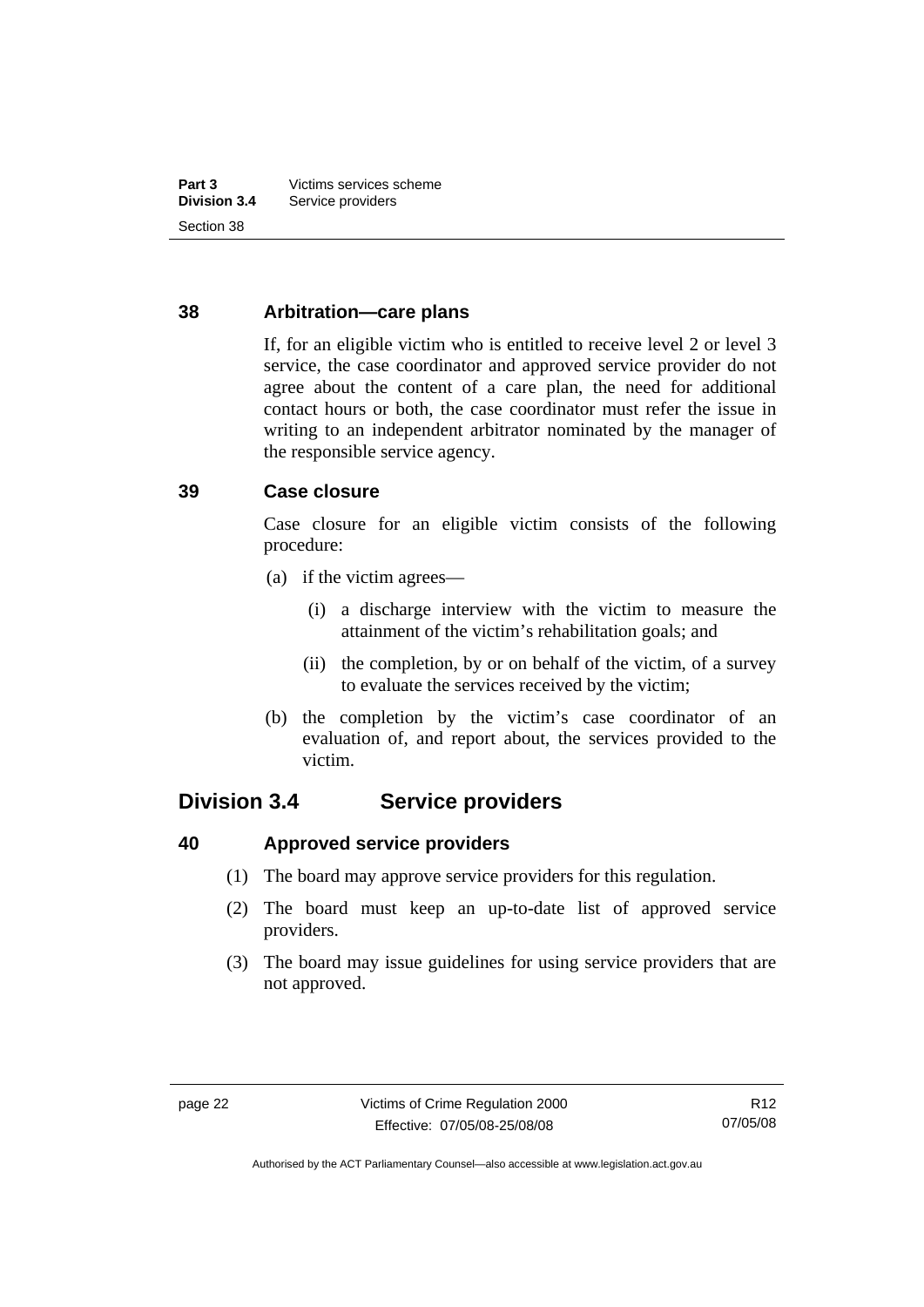### 38 Arbitration—care plans

If, for an eligible victim who is entitled to receive level 2 or level 3 service, the case coordinator and approved service provider do not agree about the content of a care plan, the need for additional contact hours or both, the case coordinator must refer the issue in writing to an independent arbitrator nominated by the manager of the responsible service agency.

### 39 Case closure

Case closure for an eligible victim consists of the following procedure:

(a) if the victim agrees—

(i) a discharge interview with the victim to measure the attainment of the victim's rehabilitation goals; and

(ii) the completion, by or on behalf of the victim, of a survey to evaluate the services received by the victim;

(b) the completion by the victim's case coordinator of an evaluation of, and report about, the services provided to the victim.

## Division 3.4 Service providers

### 40 Approved service providers

(1) The board may approve service providers for this regulation.

(2) The board must keep an up-to-date list of approved service providers.

(3) The board may issue guidelines for using service providers that are not approved.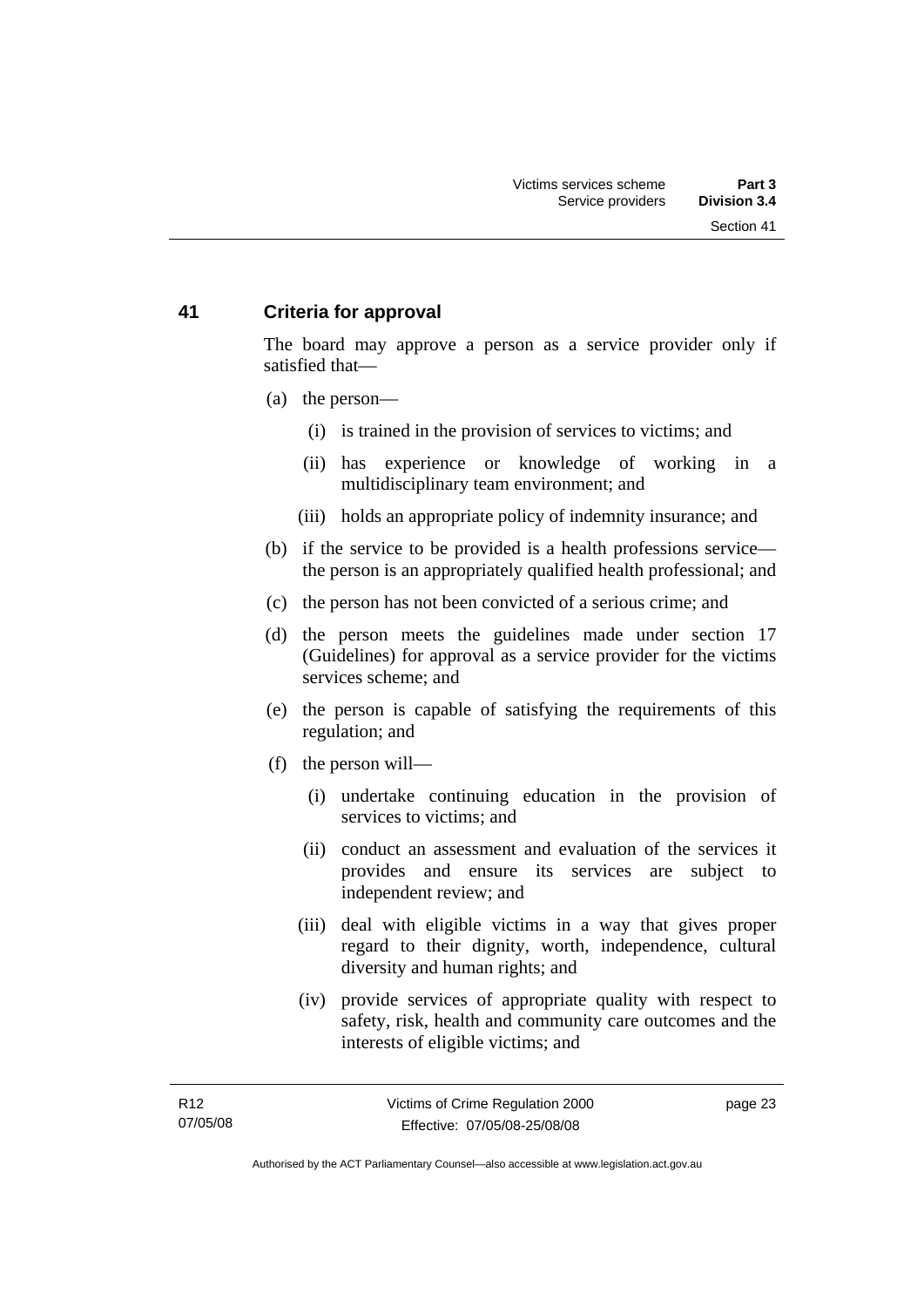## 41 Criteria for approval

The board may approve a person as a service provider only if satisfied that—

(a) the person—

(i) is trained in the provision of services to victims; and

(ii) has experience or knowledge of working in a multidisciplinary team environment; and

(iii) holds an appropriate policy of indemnity insurance; and

(b) if the service to be provided is a health professions service—the person is an appropriately qualified health professional; and

(c) the person has not been convicted of a serious crime; and

(d) the person meets the guidelines made under section 17 (Guidelines) for approval as a service provider for the victims services scheme; and

(e) the person is capable of satisfying the requirements of this regulation; and

(f) the person will—

(i) undertake continuing education in the provision of services to victims; and

(ii) conduct an assessment and evaluation of the services it provides and ensure its services are subject to independent review; and

(iii) deal with eligible victims in a way that gives proper regard to their dignity, worth, independence, cultural diversity and human rights; and

(iv) provide services of appropriate quality with respect to safety, risk, health and community care outcomes and the interests of eligible victims; and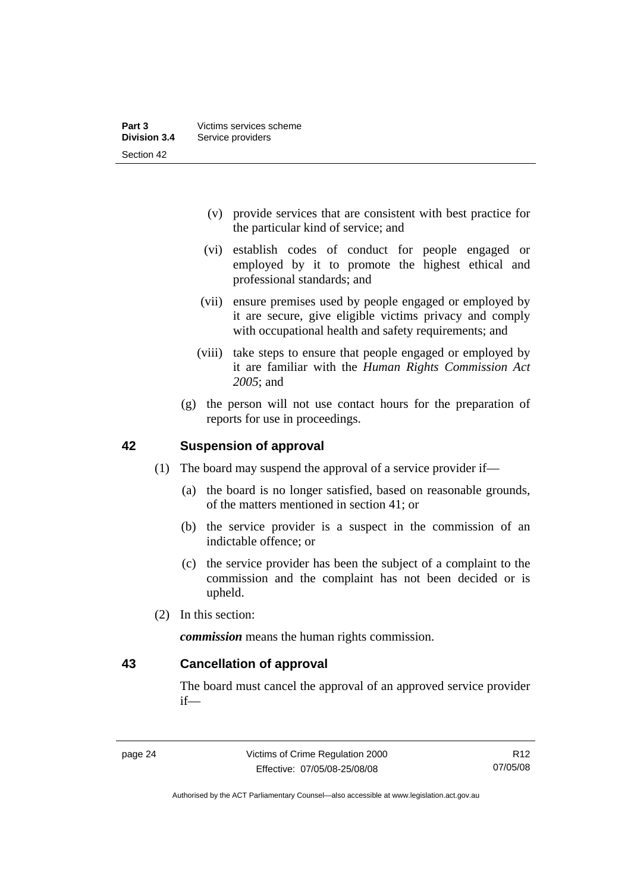(v) provide services that are consistent with best practice for the particular kind of service; and

(vi) establish codes of conduct for people engaged or employed by it to promote the highest ethical and professional standards; and

(vii) ensure premises used by people engaged or employed by it are secure, give eligible victims privacy and comply with occupational health and safety requirements; and

(viii) take steps to ensure that people engaged or employed by it are familiar with the *Human Rights Commission Act 2005*; and

(g) the person will not use contact hours for the preparation of reports for use in proceedings.

## 42 Suspension of approval

(1) The board may suspend the approval of a service provider if—

(a) the board is no longer satisfied, based on reasonable grounds, of the matters mentioned in section 41; or

(b) the service provider is a suspect in the commission of an indictable offence; or

(c) the service provider has been the subject of a complaint to the commission and the complaint has not been decided or is upheld.

(2) In this section:

***commission*** means the human rights commission.

## 43 Cancellation of approval

The board must cancel the approval of an approved service provider if—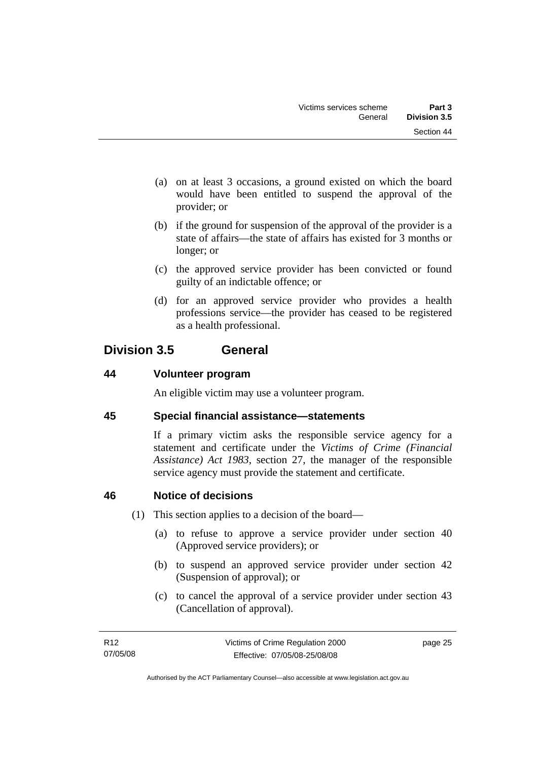(a) on at least 3 occasions, a ground existed on which the board would have been entitled to suspend the approval of the provider; or

(b) if the ground for suspension of the approval of the provider is a state of affairs—the state of affairs has existed for 3 months or longer; or

(c) the approved service provider has been convicted or found guilty of an indictable offence; or

(d) for an approved service provider who provides a health professions service—the provider has ceased to be registered as a health professional.

## Division 3.5 General

### 44 Volunteer program

An eligible victim may use a volunteer program.

### 45 Special financial assistance—statements

If a primary victim asks the responsible service agency for a statement and certificate under the *Victims of Crime (Financial Assistance) Act 1983*, section 27, the manager of the responsible service agency must provide the statement and certificate.

### 46 Notice of decisions

(1) This section applies to a decision of the board—

(a) to refuse to approve a service provider under section 40 (Approved service providers); or

(b) to suspend an approved service provider under section 42 (Suspension of approval); or

(c) to cancel the approval of a service provider under section 43 (Cancellation of approval).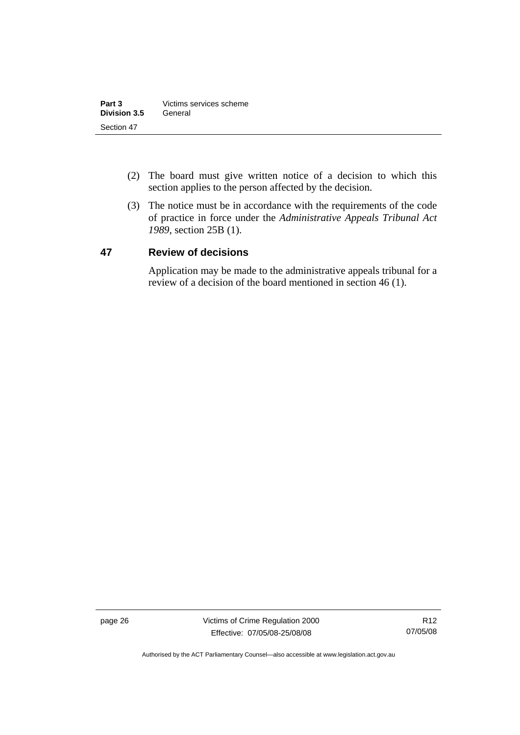(2) The board must give written notice of a decision to which this section applies to the person affected by the decision.

(3) The notice must be in accordance with the requirements of the code of practice in force under the *Administrative Appeals Tribunal Act 1989*, section 25B (1).

## 47 Review of decisions

Application may be made to the administrative appeals tribunal for a review of a decision of the board mentioned in section 46 (1).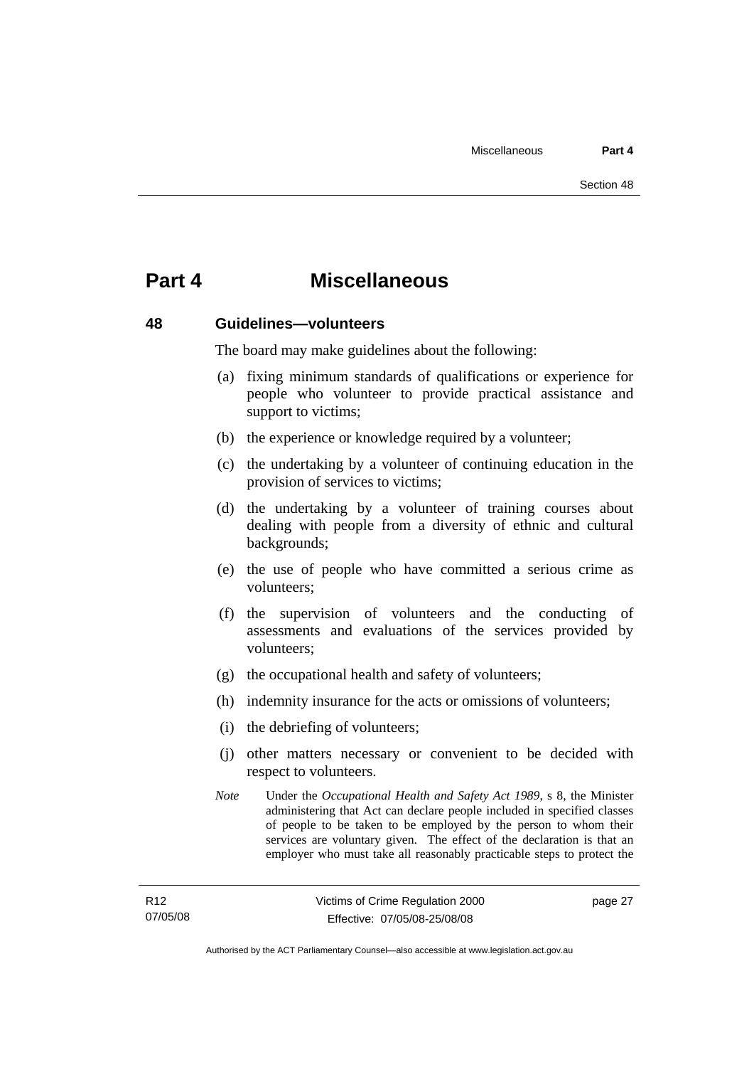# Part 4 Miscellaneous

## 48 Guidelines—volunteers

The board may make guidelines about the following:

(a) fixing minimum standards of qualifications or experience for people who volunteer to provide practical assistance and support to victims;

(b) the experience or knowledge required by a volunteer;

(c) the undertaking by a volunteer of continuing education in the provision of services to victims;

(d) the undertaking by a volunteer of training courses about dealing with people from a diversity of ethnic and cultural backgrounds;

(e) the use of people who have committed a serious crime as volunteers;

(f) the supervision of volunteers and the conducting of assessments and evaluations of the services provided by volunteers;

(g) the occupational health and safety of volunteers;

(h) indemnity insurance for the acts or omissions of volunteers;

(i) the debriefing of volunteers;

(j) other matters necessary or convenient to be decided with respect to volunteers.

*Note* Under the *Occupational Health and Safety Act 1989*, s 8, the Minister administering that Act can declare people included in specified classes of people to be taken to be employed by the person to whom their services are voluntary given. The effect of the declaration is that an employer who must take all reasonably practicable steps to protect the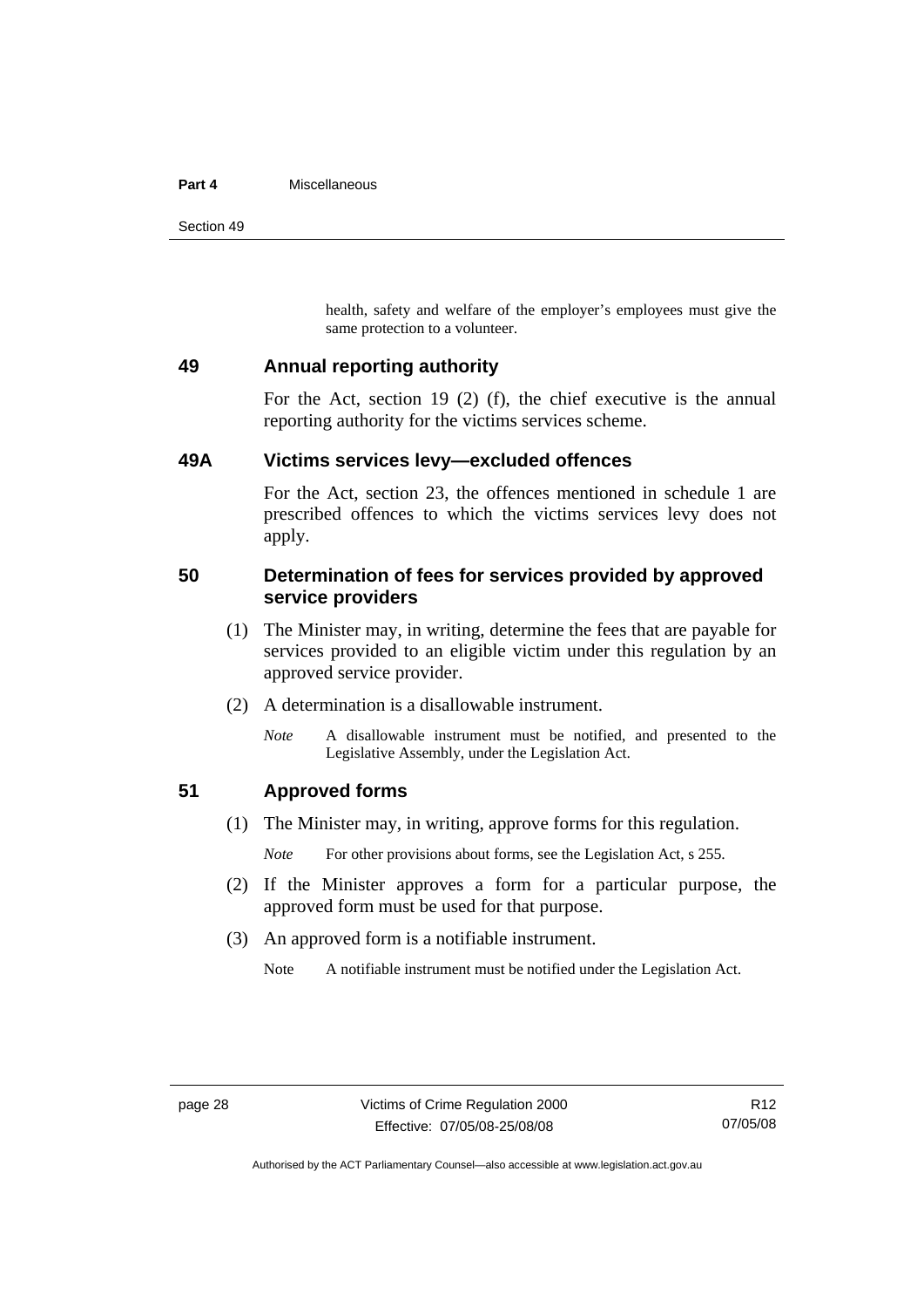health, safety and welfare of the employer's employees must give the same protection to a volunteer.

## 49 Annual reporting authority

For the Act, section 19 (2) (f), the chief executive is the annual reporting authority for the victims services scheme.

## 49A Victims services levy—excluded offences

For the Act, section 23, the offences mentioned in schedule 1 are prescribed offences to which the victims services levy does not apply.

## 50 Determination of fees for services provided by approved service providers

(1) The Minister may, in writing, determine the fees that are payable for services provided to an eligible victim under this regulation by an approved service provider.

(2) A determination is a disallowable instrument.

*Note* A disallowable instrument must be notified, and presented to the Legislative Assembly, under the Legislation Act.

## 51 Approved forms

(1) The Minister may, in writing, approve forms for this regulation.

*Note* For other provisions about forms, see the Legislation Act, s 255.

(2) If the Minister approves a form for a particular purpose, the approved form must be used for that purpose.

(3) An approved form is a notifiable instrument.

Note A notifiable instrument must be notified under the Legislation Act.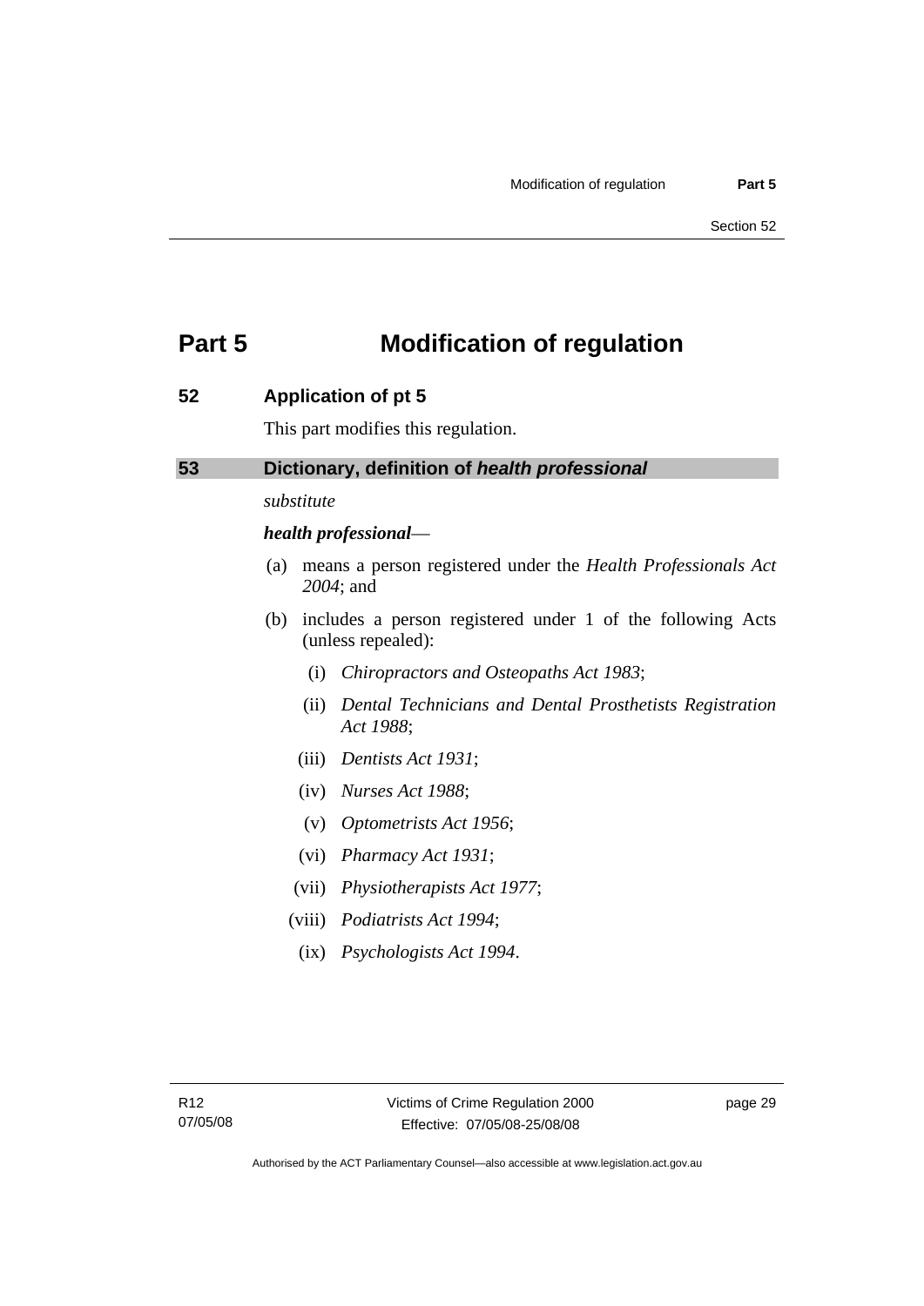# Part 5 Modification of regulation

## 52 Application of pt 5

This part modifies this regulation.

## 53 Dictionary, definition of *health professional*

*substitute*

***health professional***—

(a) means a person registered under the *Health Professionals Act 2004*; and

(b) includes a person registered under 1 of the following Acts (unless repealed):

   (i) *Chiropractors and Osteopaths Act 1983*;

   (ii) *Dental Technicians and Dental Prosthetists Registration Act 1988*;

   (iii) *Dentists Act 1931*;

   (iv) *Nurses Act 1988*;

   (v) *Optometrists Act 1956*;

   (vi) *Pharmacy Act 1931*;

   (vii) *Physiotherapists Act 1977*;

   (viii) *Podiatrists Act 1994*;

   (ix) *Psychologists Act 1994*.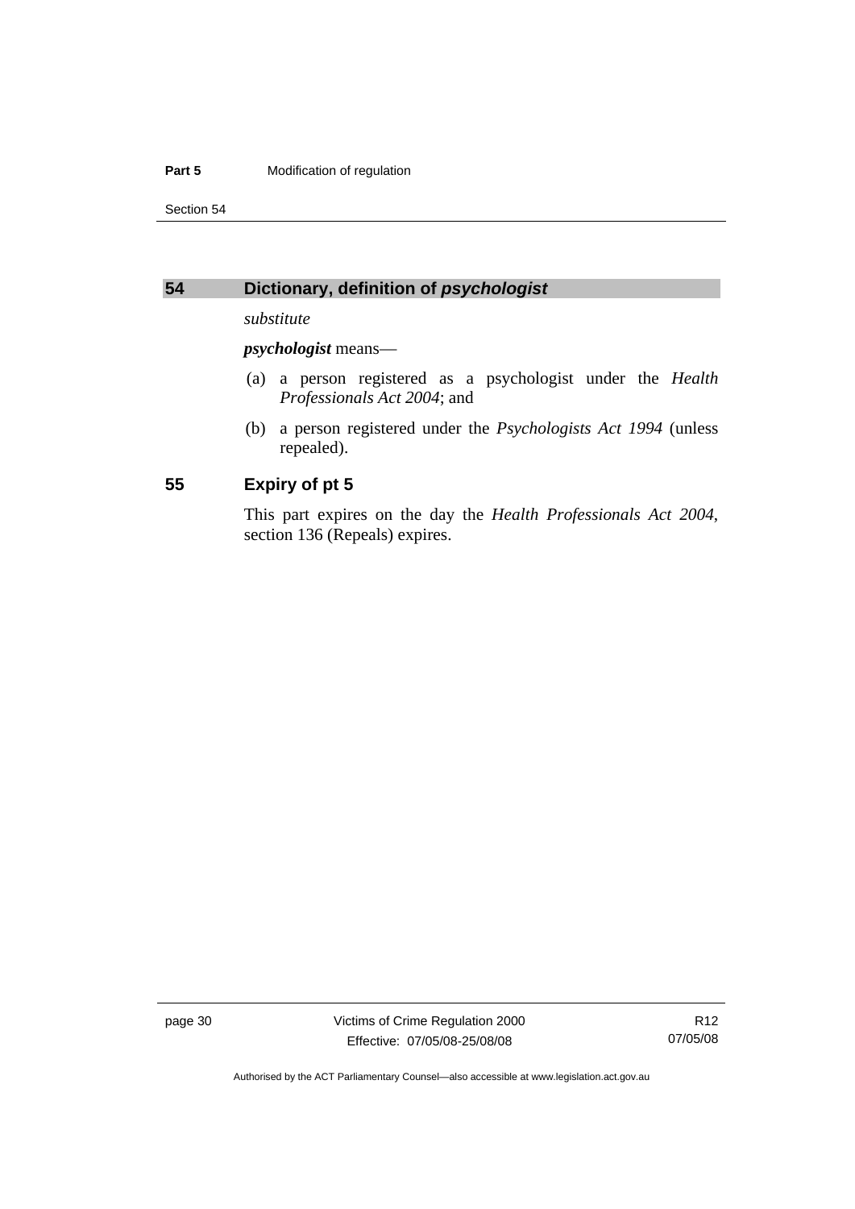## 54 Dictionary, definition of *psychologist*

*substitute*

***psychologist*** means—

(a) a person registered as a psychologist under the *Health Professionals Act 2004*; and

(b) a person registered under the *Psychologists Act 1994* (unless repealed).

## 55 Expiry of pt 5

This part expires on the day the *Health Professionals Act 2004*, section 136 (Repeals) expires.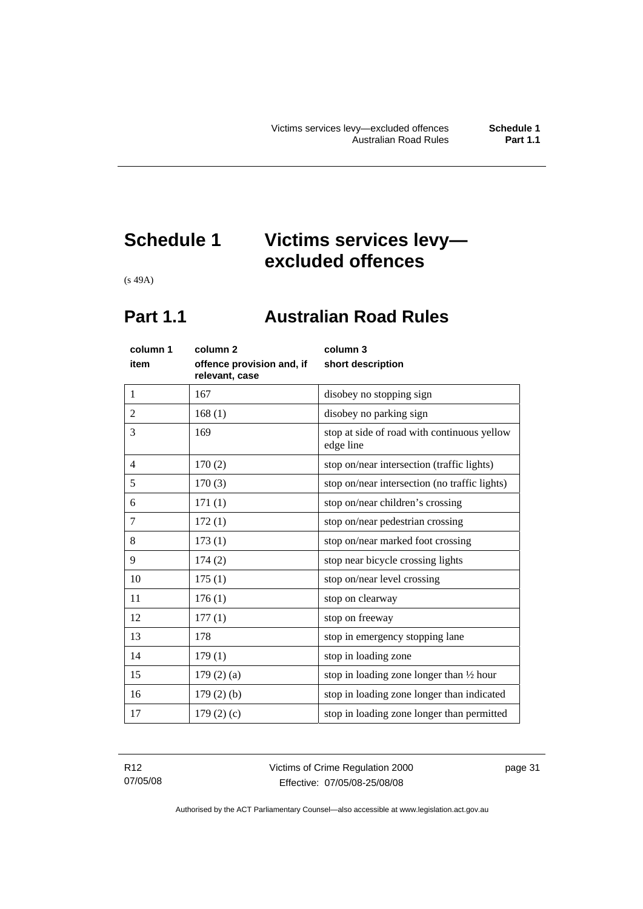# Schedule 1 Victims services levy—excluded offences

(s 49A)

## Part 1.1 Australian Road Rules

| column 1<br>item | column 2<br>offence provision and, if relevant, case | column 3<br>short description |
|---|---|---|
| 1 | 167 | disobey no stopping sign |
| 2 | 168 (1) | disobey no parking sign |
| 3 | 169 | stop at side of road with continuous yellow edge line |
| 4 | 170 (2) | stop on/near intersection (traffic lights) |
| 5 | 170 (3) | stop on/near intersection (no traffic lights) |
| 6 | 171 (1) | stop on/near children's crossing |
| 7 | 172 (1) | stop on/near pedestrian crossing |
| 8 | 173 (1) | stop on/near marked foot crossing |
| 9 | 174 (2) | stop near bicycle crossing lights |
| 10 | 175 (1) | stop on/near level crossing |
| 11 | 176 (1) | stop on clearway |
| 12 | 177 (1) | stop on freeway |
| 13 | 178 | stop in emergency stopping lane |
| 14 | 179 (1) | stop in loading zone |
| 15 | 179 (2) (a) | stop in loading zone longer than ½ hour |
| 16 | 179 (2) (b) | stop in loading zone longer than indicated |
| 17 | 179 (2) (c) | stop in loading zone longer than permitted |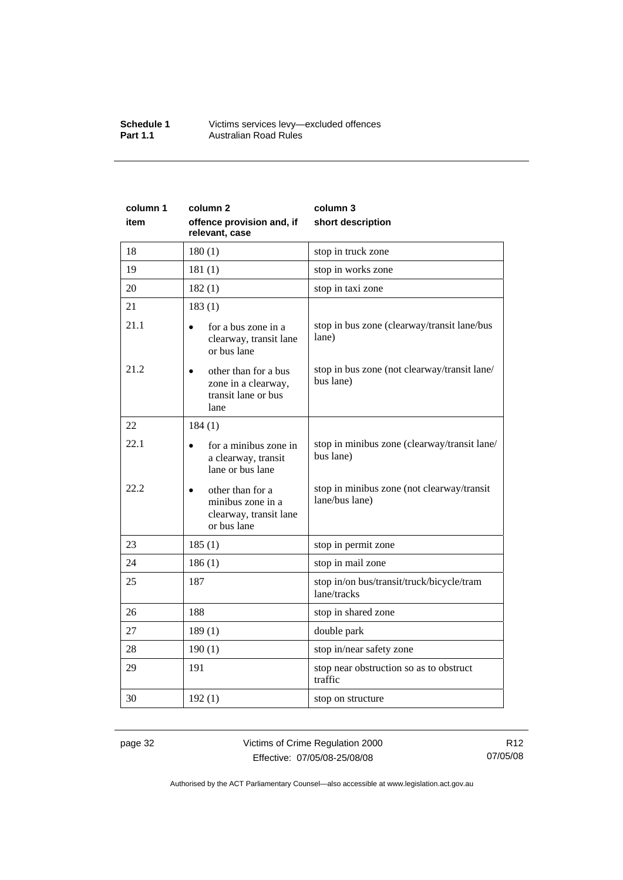| column 1<br>item | column 2<br>offence provision and, if relevant, case | column 3<br>short description |
|---|---|---|
| 18 | 180 (1) | stop in truck zone |
| 19 | 181 (1) | stop in works zone |
| 20 | 182 (1) | stop in taxi zone |
| 21 | 183 (1) | |
| 21.1 | • for a bus zone in a clearway, transit lane or bus lane | stop in bus zone (clearway/transit lane/bus lane) |
| 21.2 | • other than for a bus zone in a clearway, transit lane or bus lane | stop in bus zone (not clearway/transit lane/ bus lane) |
| 22 | 184 (1) | |
| 22.1 | • for a minibus zone in a clearway, transit lane or bus lane | stop in minibus zone (clearway/transit lane/ bus lane) |
| 22.2 | • other than for a minibus zone in a clearway, transit lane or bus lane | stop in minibus zone (not clearway/transit lane/bus lane) |
| 23 | 185 (1) | stop in permit zone |
| 24 | 186 (1) | stop in mail zone |
| 25 | 187 | stop in/on bus/transit/truck/bicycle/tram lane/tracks |
| 26 | 188 | stop in shared zone |
| 27 | 189 (1) | double park |
| 28 | 190 (1) | stop in/near safety zone |
| 29 | 191 | stop near obstruction so as to obstruct traffic |
| 30 | 192 (1) | stop on structure |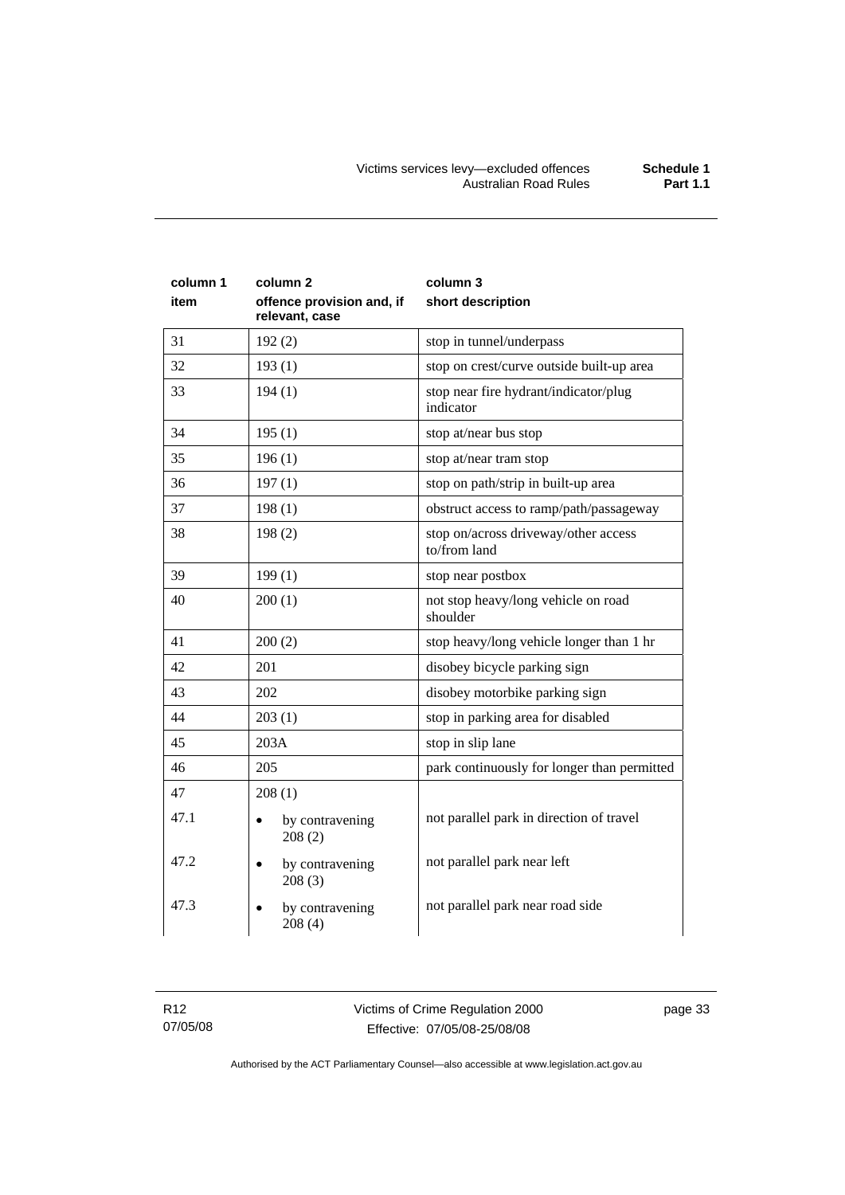| column 1 item | column 2 offence provision and, if relevant, case | column 3 short description |
|---|---|---|
| 31 | 192 (2) | stop in tunnel/underpass |
| 32 | 193 (1) | stop on crest/curve outside built-up area |
| 33 | 194 (1) | stop near fire hydrant/indicator/plug indicator |
| 34 | 195 (1) | stop at/near bus stop |
| 35 | 196 (1) | stop at/near tram stop |
| 36 | 197 (1) | stop on path/strip in built-up area |
| 37 | 198 (1) | obstruct access to ramp/path/passageway |
| 38 | 198 (2) | stop on/across driveway/other access to/from land |
| 39 | 199 (1) | stop near postbox |
| 40 | 200 (1) | not stop heavy/long vehicle on road shoulder |
| 41 | 200 (2) | stop heavy/long vehicle longer than 1 hr |
| 42 | 201 | disobey bicycle parking sign |
| 43 | 202 | disobey motorbike parking sign |
| 44 | 203 (1) | stop in parking area for disabled |
| 45 | 203A | stop in slip lane |
| 46 | 205 | park continuously for longer than permitted |
| 47 | 208 (1) | |
| 47.1 | • by contravening 208 (2) | not parallel park in direction of travel |
| 47.2 | • by contravening 208 (3) | not parallel park near left |
| 47.3 | • by contravening 208 (4) | not parallel park near road side |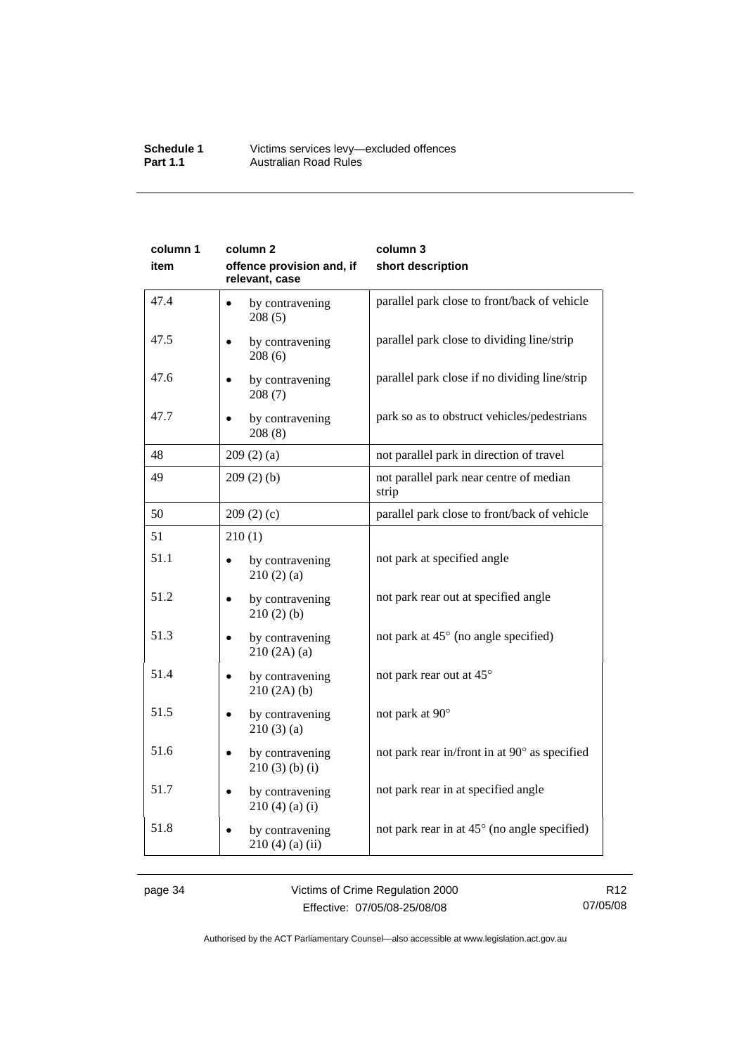| column 1 item | column 2 offence provision and, if relevant, case | column 3 short description |
|---|---|---|
| 47.4 | • by contravening 208 (5) | parallel park close to front/back of vehicle |
| 47.5 | • by contravening 208 (6) | parallel park close to dividing line/strip |
| 47.6 | • by contravening 208 (7) | parallel park close if no dividing line/strip |
| 47.7 | • by contravening 208 (8) | park so as to obstruct vehicles/pedestrians |
| 48 | 209 (2) (a) | not parallel park in direction of travel |
| 49 | 209 (2) (b) | not parallel park near centre of median strip |
| 50 | 209 (2) (c) | parallel park close to front/back of vehicle |
| 51 | 210 (1) | |
| 51.1 | • by contravening 210 (2) (a) | not park at specified angle |
| 51.2 | • by contravening 210 (2) (b) | not park rear out at specified angle |
| 51.3 | • by contravening 210 (2A) (a) | not park at 45° (no angle specified) |
| 51.4 | • by contravening 210 (2A) (b) | not park rear out at 45° |
| 51.5 | • by contravening 210 (3) (a) | not park at 90° |
| 51.6 | • by contravening 210 (3) (b) (i) | not park rear in/front in at 90° as specified |
| 51.7 | • by contravening 210 (4) (a) (i) | not park rear in at specified angle |
| 51.8 | • by contravening 210 (4) (a) (ii) | not park rear in at 45° (no angle specified) |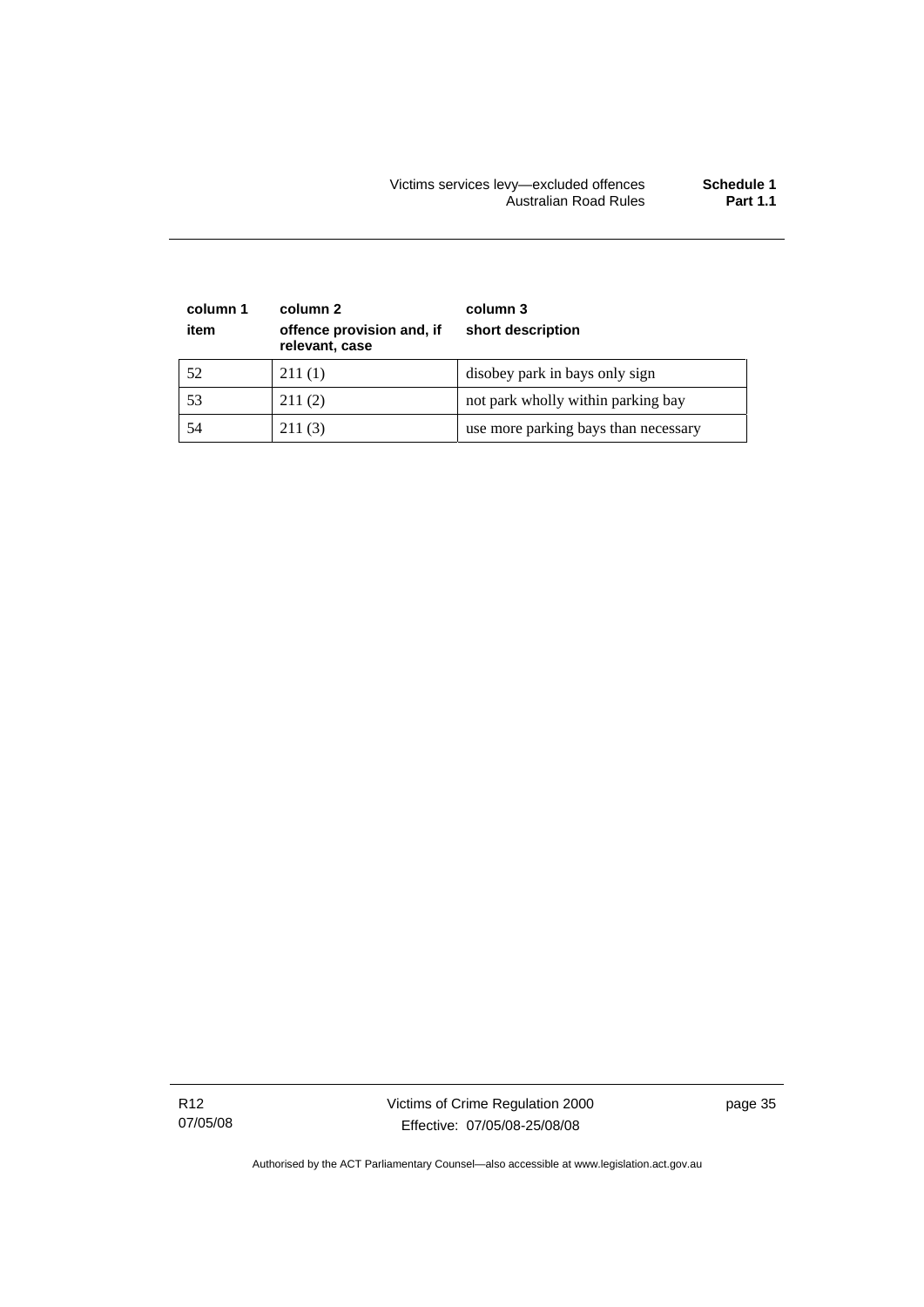| column 1<br>item | column 2<br>offence provision and, if relevant, case | column 3<br>short description |
|---|---|---|
| 52 | 211 (1) | disobey park in bays only sign |
| 53 | 211 (2) | not park wholly within parking bay |
| 54 | 211 (3) | use more parking bays than necessary |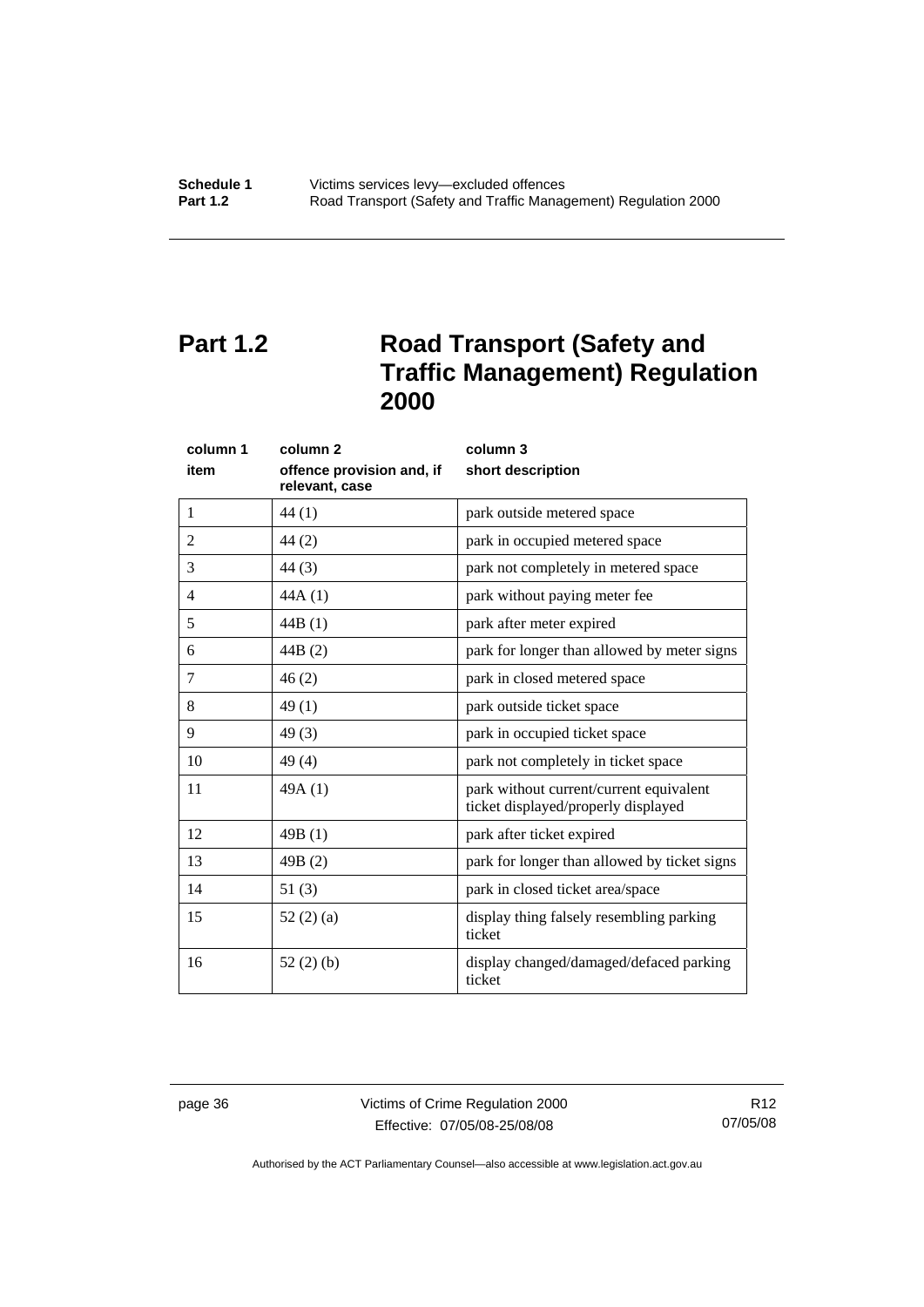# Part 1.2 Road Transport (Safety and Traffic Management) Regulation 2000

| column 1<br>item | column 2<br>offence provision and, if relevant, case | column 3<br>short description |
|---|---|---|
| 1 | 44 (1) | park outside metered space |
| 2 | 44 (2) | park in occupied metered space |
| 3 | 44 (3) | park not completely in metered space |
| 4 | 44A (1) | park without paying meter fee |
| 5 | 44B (1) | park after meter expired |
| 6 | 44B (2) | park for longer than allowed by meter signs |
| 7 | 46 (2) | park in closed metered space |
| 8 | 49 (1) | park outside ticket space |
| 9 | 49 (3) | park in occupied ticket space |
| 10 | 49 (4) | park not completely in ticket space |
| 11 | 49A (1) | park without current/current equivalent ticket displayed/properly displayed |
| 12 | 49B (1) | park after ticket expired |
| 13 | 49B (2) | park for longer than allowed by ticket signs |
| 14 | 51 (3) | park in closed ticket area/space |
| 15 | 52 (2) (a) | display thing falsely resembling parking ticket |
| 16 | 52 (2) (b) | display changed/damaged/defaced parking ticket |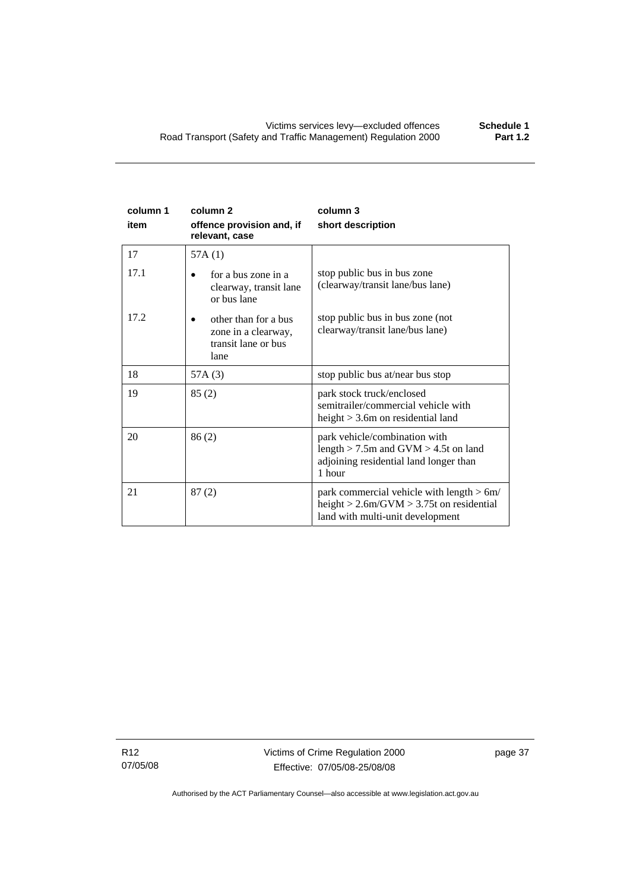| column 1<br>item | column 2<br>offence provision and, if relevant, case | column 3<br>short description |
|---|---|---|
| 17 | 57A (1) | |
| 17.1 | • for a bus zone in a clearway, transit lane or bus lane | stop public bus in bus zone (clearway/transit lane/bus lane) |
| 17.2 | • other than for a bus zone in a clearway, transit lane or bus lane | stop public bus in bus zone (not clearway/transit lane/bus lane) |
| 18 | 57A (3) | stop public bus at/near bus stop |
| 19 | 85 (2) | park stock truck/enclosed semitrailer/commercial vehicle with height > 3.6m on residential land |
| 20 | 86 (2) | park vehicle/combination with length > 7.5m and GVM > 4.5t on land adjoining residential land longer than 1 hour |
| 21 | 87 (2) | park commercial vehicle with length > 6m/ height > 2.6m/GVM > 3.75t on residential land with multi-unit development |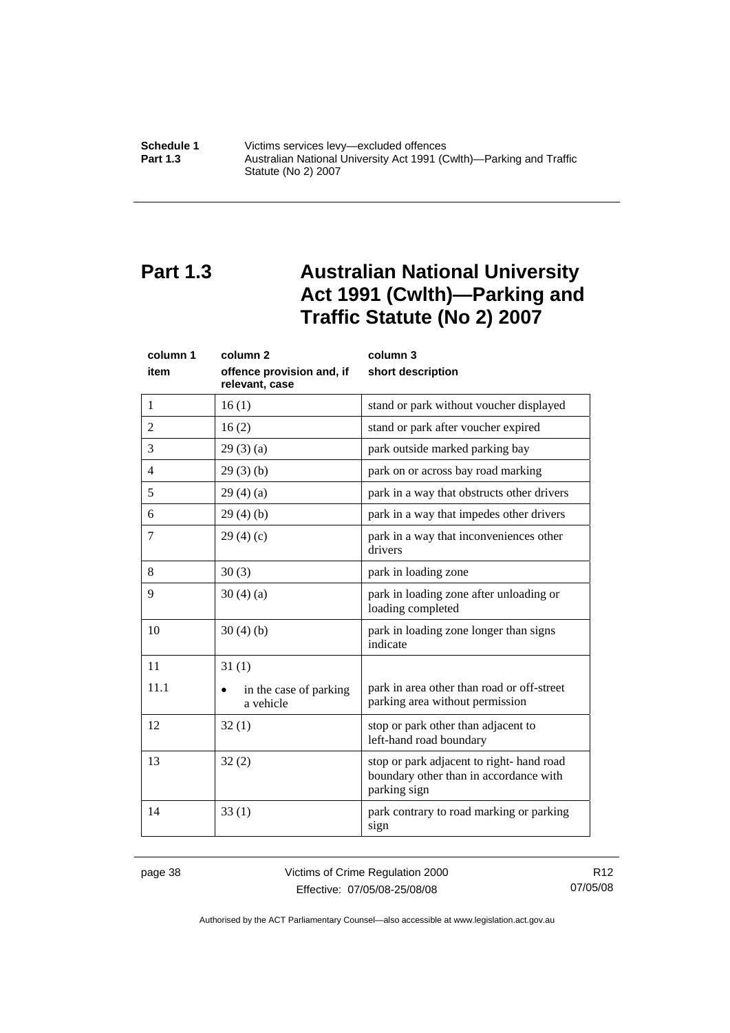# Part 1.3 Australian National University Act 1991 (Cwlth)—Parking and Traffic Statute (No 2) 2007

| column 1<br>item | column 2<br>offence provision and, if relevant, case | column 3<br>short description |
|---|---|---|
| 1 | 16 (1) | stand or park without voucher displayed |
| 2 | 16 (2) | stand or park after voucher expired |
| 3 | 29 (3) (a) | park outside marked parking bay |
| 4 | 29 (3) (b) | park on or across bay road marking |
| 5 | 29 (4) (a) | park in a way that obstructs other drivers |
| 6 | 29 (4) (b) | park in a way that impedes other drivers |
| 7 | 29 (4) (c) | park in a way that inconveniences other drivers |
| 8 | 30 (3) | park in loading zone |
| 9 | 30 (4) (a) | park in loading zone after unloading or loading completed |
| 10 | 30 (4) (b) | park in loading zone longer than signs indicate |
| 11 | 31 (1) | |
| 11.1 | • in the case of parking a vehicle | park in area other than road or off-street parking area without permission |
| 12 | 32 (1) | stop or park other than adjacent to left-hand road boundary |
| 13 | 32 (2) | stop or park adjacent to right- hand road boundary other than in accordance with parking sign |
| 14 | 33 (1) | park contrary to road marking or parking sign |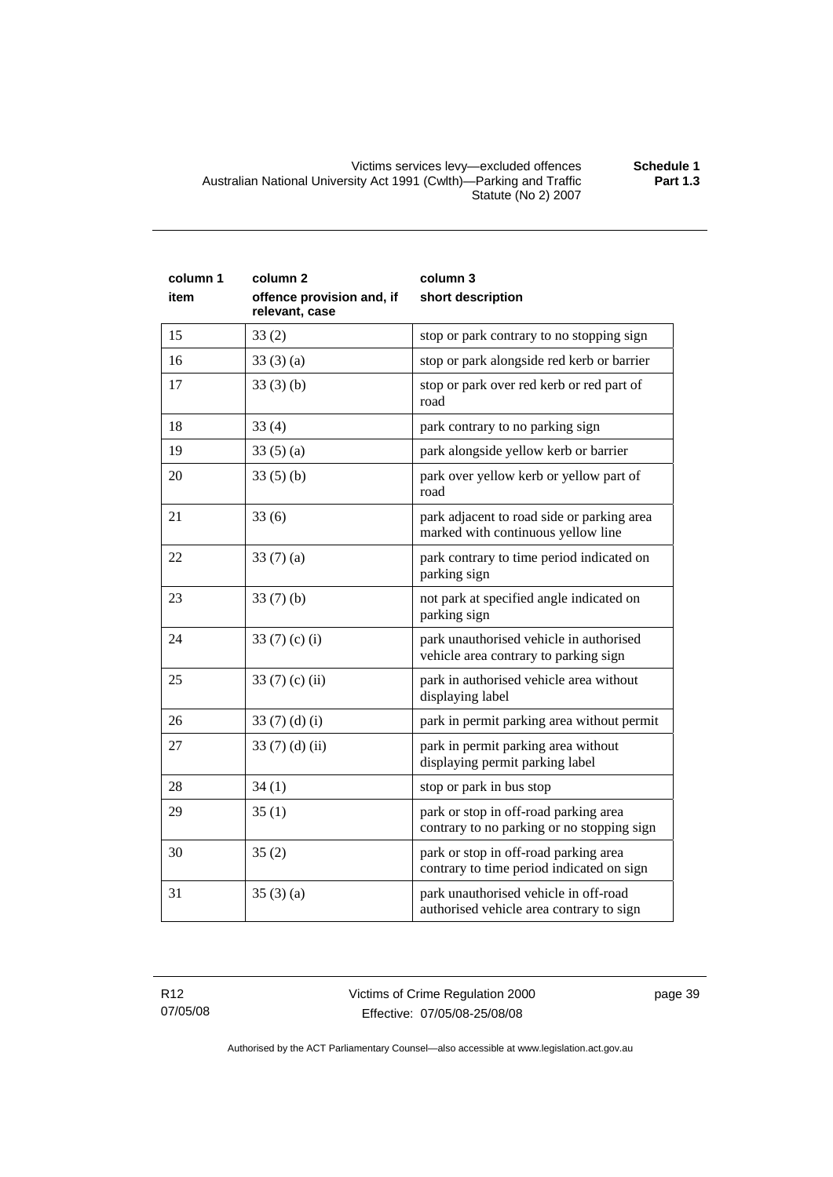| column 1 item | column 2 offence provision and, if relevant, case | column 3 short description |
|---|---|---|
| 15 | 33 (2) | stop or park contrary to no stopping sign |
| 16 | 33 (3) (a) | stop or park alongside red kerb or barrier |
| 17 | 33 (3) (b) | stop or park over red kerb or red part of road |
| 18 | 33 (4) | park contrary to no parking sign |
| 19 | 33 (5) (a) | park alongside yellow kerb or barrier |
| 20 | 33 (5) (b) | park over yellow kerb or yellow part of road |
| 21 | 33 (6) | park adjacent to road side or parking area marked with continuous yellow line |
| 22 | 33 (7) (a) | park contrary to time period indicated on parking sign |
| 23 | 33 (7) (b) | not park at specified angle indicated on parking sign |
| 24 | 33 (7) (c) (i) | park unauthorised vehicle in authorised vehicle area contrary to parking sign |
| 25 | 33 (7) (c) (ii) | park in authorised vehicle area without displaying label |
| 26 | 33 (7) (d) (i) | park in permit parking area without permit |
| 27 | 33 (7) (d) (ii) | park in permit parking area without displaying permit parking label |
| 28 | 34 (1) | stop or park in bus stop |
| 29 | 35 (1) | park or stop in off-road parking area contrary to no parking or no stopping sign |
| 30 | 35 (2) | park or stop in off-road parking area contrary to time period indicated on sign |
| 31 | 35 (3) (a) | park unauthorised vehicle in off-road authorised vehicle area contrary to sign |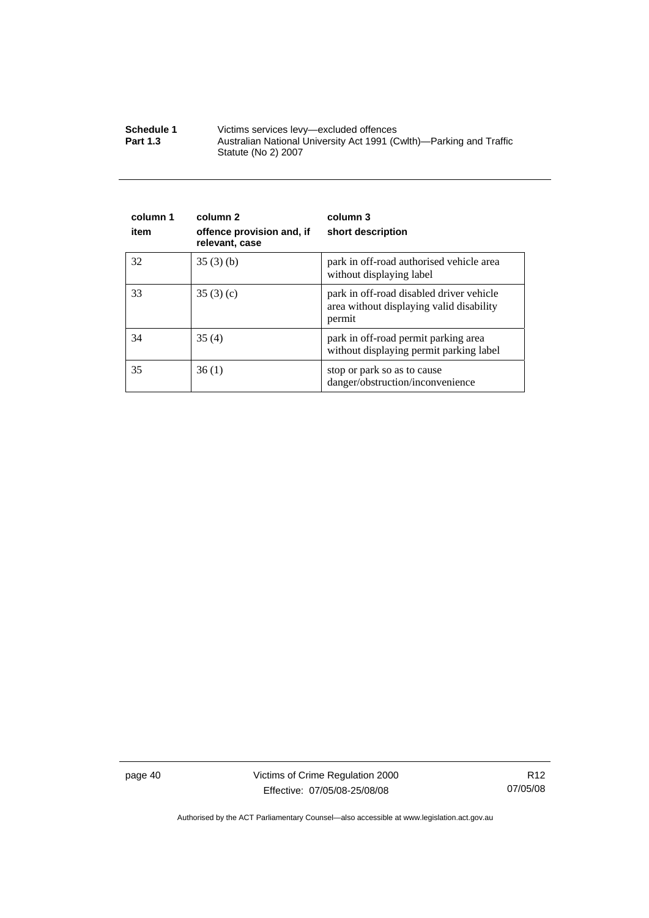| column 1 item | column 2 offence provision and, if relevant, case | column 3 short description |
|---|---|---|
| 32 | 35 (3) (b) | park in off-road authorised vehicle area without displaying label |
| 33 | 35 (3) (c) | park in off-road disabled driver vehicle area without displaying valid disability permit |
| 34 | 35 (4) | park in off-road permit parking area without displaying permit parking label |
| 35 | 36 (1) | stop or park so as to cause danger/obstruction/inconvenience |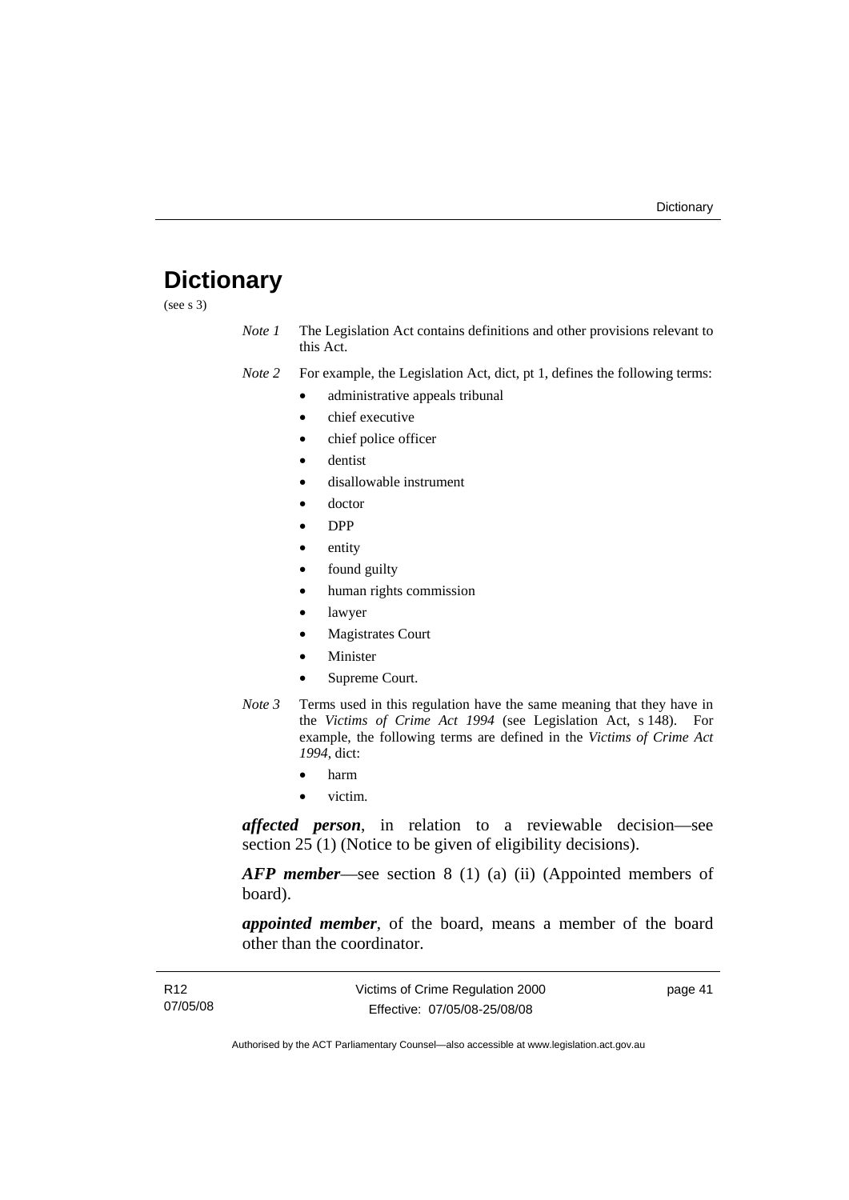# Dictionary

(see s 3)

*Note 1* The Legislation Act contains definitions and other provisions relevant to this Act.

*Note 2* For example, the Legislation Act, dict, pt 1, defines the following terms:

- administrative appeals tribunal
- chief executive
- chief police officer
- dentist
- disallowable instrument
- doctor
- DPP
- entity
- found guilty
- human rights commission
- lawyer
- Magistrates Court
- Minister
- Supreme Court.

*Note 3* Terms used in this regulation have the same meaning that they have in the *Victims of Crime Act 1994* (see Legislation Act, s 148). For example, the following terms are defined in the *Victims of Crime Act 1994*, dict:

- harm
- victim.

***affected person***, in relation to a reviewable decision—see section 25 (1) (Notice to be given of eligibility decisions).

***AFP member***—see section 8 (1) (a) (ii) (Appointed members of board).

***appointed member***, of the board, means a member of the board other than the coordinator.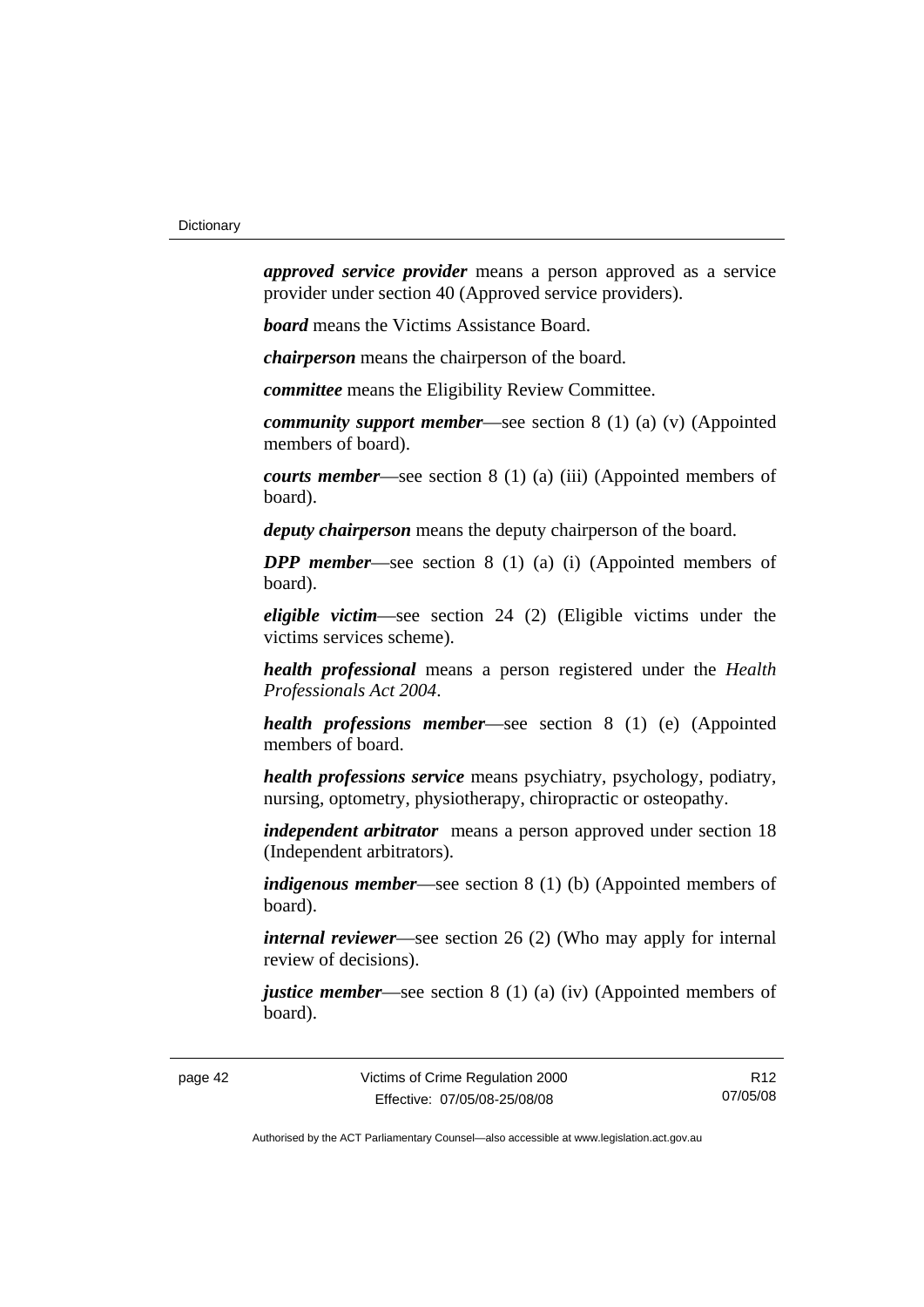***approved service provider*** means a person approved as a service provider under section 40 (Approved service providers).

***board*** means the Victims Assistance Board.

***chairperson*** means the chairperson of the board.

***committee*** means the Eligibility Review Committee.

***community support member***—see section 8 (1) (a) (v) (Appointed members of board).

***courts member***—see section 8 (1) (a) (iii) (Appointed members of board).

***deputy chairperson*** means the deputy chairperson of the board.

***DPP member***—see section 8 (1) (a) (i) (Appointed members of board).

***eligible victim***—see section 24 (2) (Eligible victims under the victims services scheme).

***health professional*** means a person registered under the *Health Professionals Act 2004*.

***health professions member***—see section 8 (1) (e) (Appointed members of board.

***health professions service*** means psychiatry, psychology, podiatry, nursing, optometry, physiotherapy, chiropractic or osteopathy.

***independent arbitrator*** means a person approved under section 18 (Independent arbitrators).

***indigenous member***—see section 8 (1) (b) (Appointed members of board).

***internal reviewer***—see section 26 (2) (Who may apply for internal review of decisions).

***justice member***—see section 8 (1) (a) (iv) (Appointed members of board).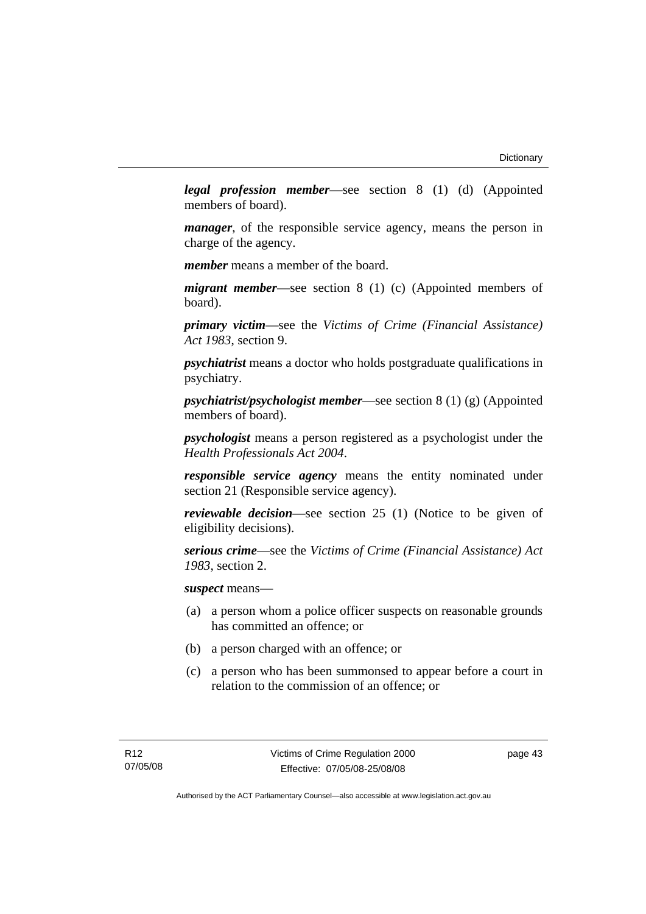***legal profession member***—see section 8 (1) (d) (Appointed members of board).

***manager***, of the responsible service agency, means the person in charge of the agency.

***member*** means a member of the board.

***migrant member***—see section 8 (1) (c) (Appointed members of board).

***primary victim***—see the *Victims of Crime (Financial Assistance) Act 1983*, section 9.

***psychiatrist*** means a doctor who holds postgraduate qualifications in psychiatry.

***psychiatrist/psychologist member***—see section 8 (1) (g) (Appointed members of board).

***psychologist*** means a person registered as a psychologist under the *Health Professionals Act 2004*.

***responsible service agency*** means the entity nominated under section 21 (Responsible service agency).

***reviewable decision***—see section 25 (1) (Notice to be given of eligibility decisions).

***serious crime***—see the *Victims of Crime (Financial Assistance) Act 1983*, section 2.

***suspect*** means—

(a) a person whom a police officer suspects on reasonable grounds has committed an offence; or

(b) a person charged with an offence; or

(c) a person who has been summonsed to appear before a court in relation to the commission of an offence; or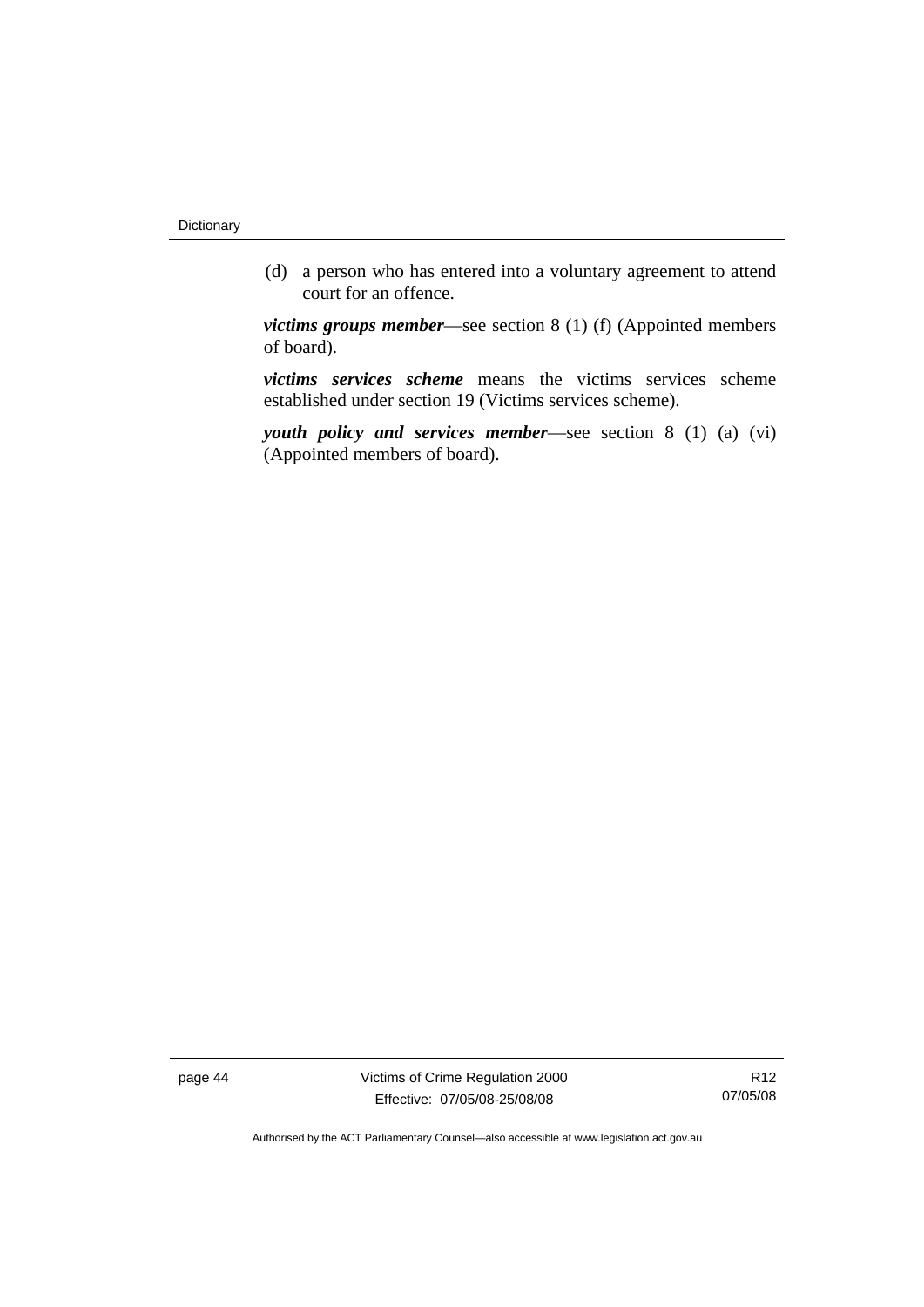(d) a person who has entered into a voluntary agreement to attend court for an offence.

***victims groups member***—see section 8 (1) (f) (Appointed members of board).

***victims services scheme*** means the victims services scheme established under section 19 (Victims services scheme).

***youth policy and services member***—see section 8 (1) (a) (vi) (Appointed members of board).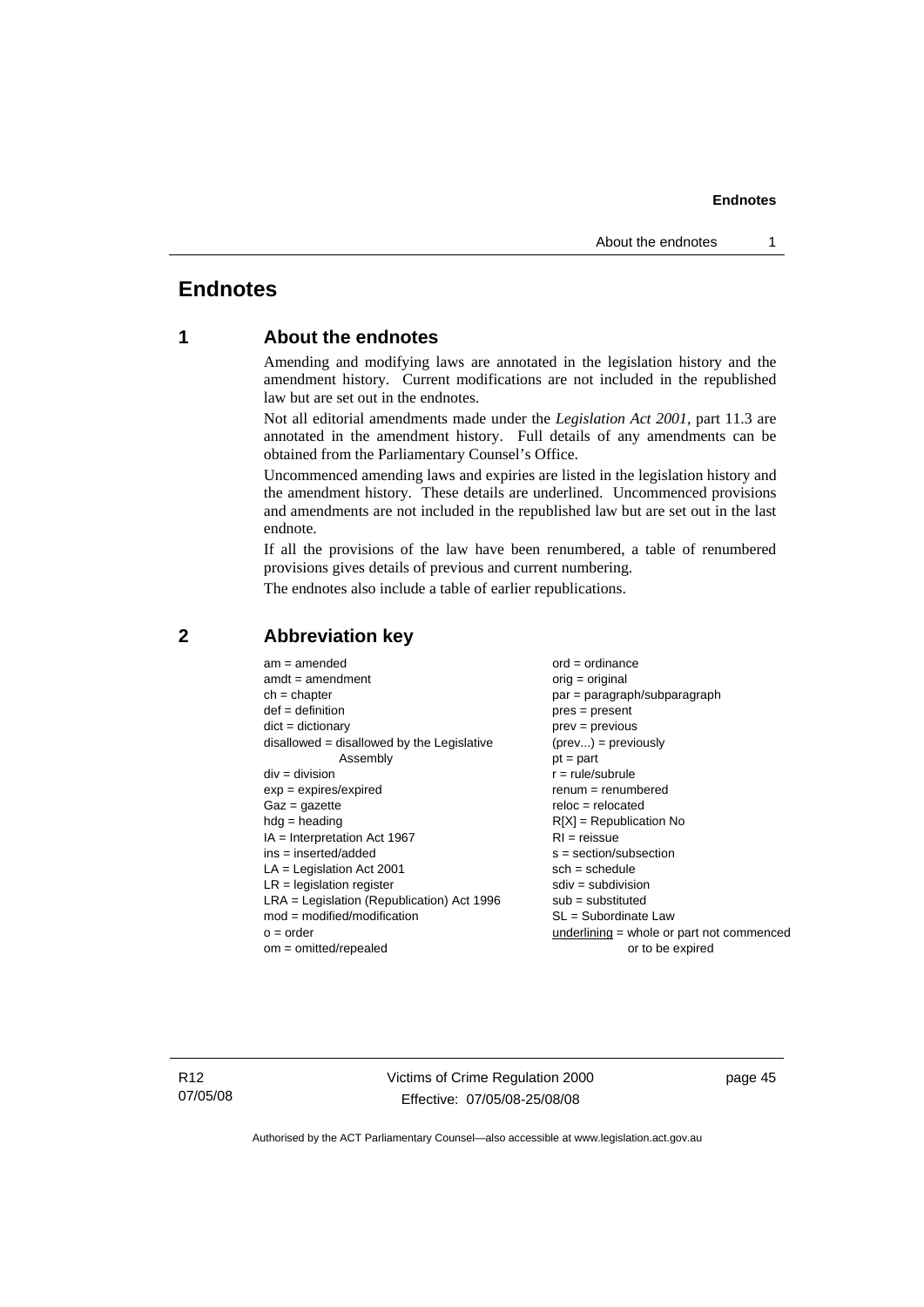# Endnotes

## 1 About the endnotes

Amending and modifying laws are annotated in the legislation history and the amendment history. Current modifications are not included in the republished law but are set out in the endnotes.

Not all editorial amendments made under the *Legislation Act 2001*, part 11.3 are annotated in the amendment history. Full details of any amendments can be obtained from the Parliamentary Counsel's Office.

Uncommenced amending laws and expiries are listed in the legislation history and the amendment history. These details are underlined. Uncommenced provisions and amendments are not included in the republished law but are set out in the last endnote.

If all the provisions of the law have been renumbered, a table of renumbered provisions gives details of previous and current numbering.

The endnotes also include a table of earlier republications.

## 2 Abbreviation key

am = amended
amdt = amendment
ch = chapter
def = definition
dict = dictionary
disallowed = disallowed by the Legislative Assembly
div = division
exp = expires/expired
Gaz = gazette
hdg = heading
IA = Interpretation Act 1967
ins = inserted/added
LA = Legislation Act 2001
LR = legislation register
LRA = Legislation (Republication) Act 1996
mod = modified/modification
o = order
om = omitted/repealed
ord = ordinance
orig = original
par = paragraph/subparagraph
pres = present
prev = previous
(prev...) = previously
pt = part
r = rule/subrule
renum = renumbered
reloc = relocated
R[X] = Republication No
RI = reissue
s = section/subsection
sch = schedule
sdiv = subdivision
sub = substituted
SL = Subordinate Law
underlining = whole or part not commenced or to be expired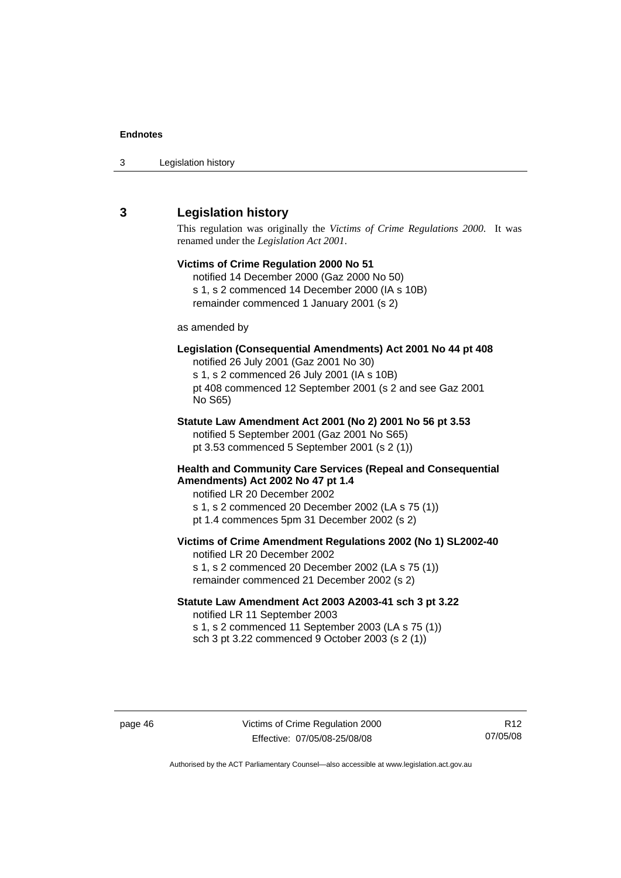## 3 Legislation history

This regulation was originally the *Victims of Crime Regulations 2000*. It was renamed under the *Legislation Act 2001*.

**Victims of Crime Regulation 2000 No 51**
notified 14 December 2000 (Gaz 2000 No 50)
s 1, s 2 commenced 14 December 2000 (IA s 10B)
remainder commenced 1 January 2001 (s 2)

as amended by

**Legislation (Consequential Amendments) Act 2001 No 44 pt 408**
notified 26 July 2001 (Gaz 2001 No 30)
s 1, s 2 commenced 26 July 2001 (IA s 10B)
pt 408 commenced 12 September 2001 (s 2 and see Gaz 2001 No S65)

**Statute Law Amendment Act 2001 (No 2) 2001 No 56 pt 3.53**
notified 5 September 2001 (Gaz 2001 No S65)
pt 3.53 commenced 5 September 2001 (s 2 (1))

**Health and Community Care Services (Repeal and Consequential Amendments) Act 2002 No 47 pt 1.4**
notified LR 20 December 2002
s 1, s 2 commenced 20 December 2002 (LA s 75 (1))
pt 1.4 commences 5pm 31 December 2002 (s 2)

**Victims of Crime Amendment Regulations 2002 (No 1) SL2002-40**
notified LR 20 December 2002
s 1, s 2 commenced 20 December 2002 (LA s 75 (1))
remainder commenced 21 December 2002 (s 2)

**Statute Law Amendment Act 2003 A2003-41 sch 3 pt 3.22**
notified LR 11 September 2003
s 1, s 2 commenced 11 September 2003 (LA s 75 (1))
sch 3 pt 3.22 commenced 9 October 2003 (s 2 (1))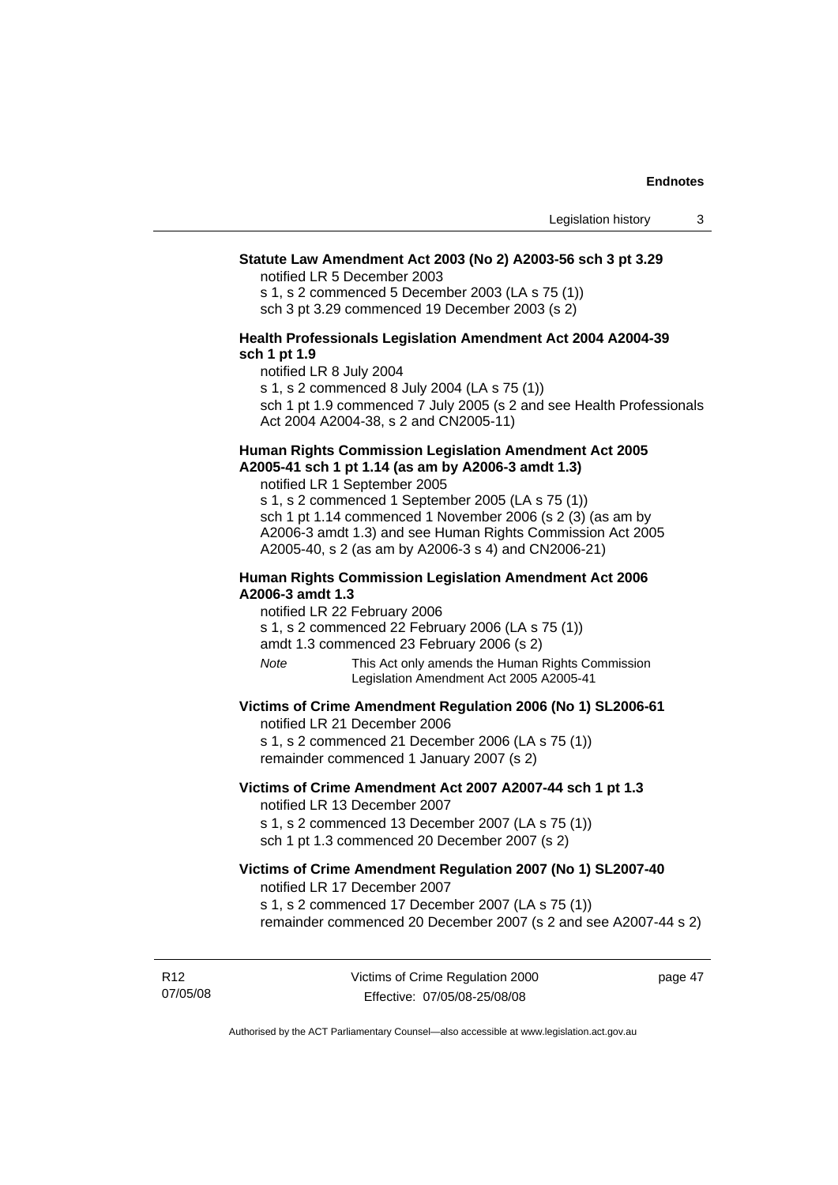**Statute Law Amendment Act 2003 (No 2) A2003-56 sch 3 pt 3.29**

notified LR 5 December 2003

s 1, s 2 commenced 5 December 2003 (LA s 75 (1))

sch 3 pt 3.29 commenced 19 December 2003 (s 2)

**Health Professionals Legislation Amendment Act 2004 A2004-39 sch 1 pt 1.9**

notified LR 8 July 2004

s 1, s 2 commenced 8 July 2004 (LA s 75 (1))

sch 1 pt 1.9 commenced 7 July 2005 (s 2 and see Health Professionals Act 2004 A2004-38, s 2 and CN2005-11)

**Human Rights Commission Legislation Amendment Act 2005 A2005-41 sch 1 pt 1.14 (as am by A2006-3 amdt 1.3)**

notified LR 1 September 2005

s 1, s 2 commenced 1 September 2005 (LA s 75 (1))

sch 1 pt 1.14 commenced 1 November 2006 (s 2 (3) (as am by A2006-3 amdt 1.3) and see Human Rights Commission Act 2005 A2005-40, s 2 (as am by A2006-3 s 4) and CN2006-21)

**Human Rights Commission Legislation Amendment Act 2006 A2006-3 amdt 1.3**

notified LR 22 February 2006

s 1, s 2 commenced 22 February 2006 (LA s 75 (1))

amdt 1.3 commenced 23 February 2006 (s 2)

*Note* This Act only amends the Human Rights Commission Legislation Amendment Act 2005 A2005-41

**Victims of Crime Amendment Regulation 2006 (No 1) SL2006-61**

notified LR 21 December 2006

s 1, s 2 commenced 21 December 2006 (LA s 75 (1))

remainder commenced 1 January 2007 (s 2)

**Victims of Crime Amendment Act 2007 A2007-44 sch 1 pt 1.3**

notified LR 13 December 2007

s 1, s 2 commenced 13 December 2007 (LA s 75 (1))

sch 1 pt 1.3 commenced 20 December 2007 (s 2)

**Victims of Crime Amendment Regulation 2007 (No 1) SL2007-40**

notified LR 17 December 2007

s 1, s 2 commenced 17 December 2007 (LA s 75 (1))

remainder commenced 20 December 2007 (s 2 and see A2007-44 s 2)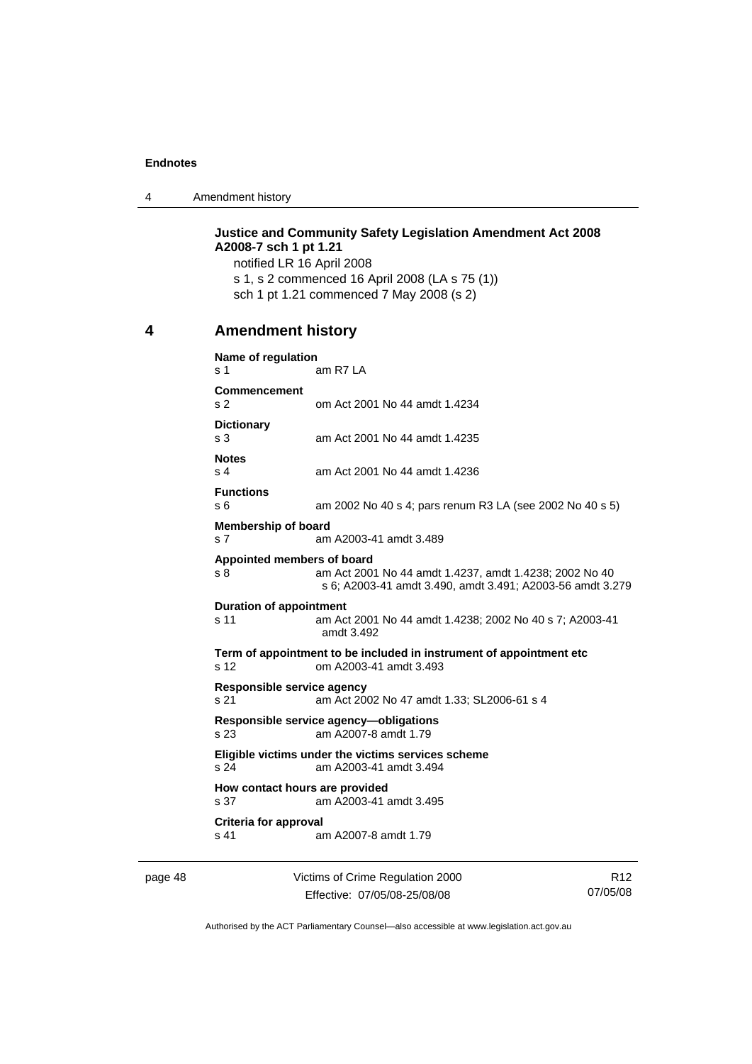**Justice and Community Safety Legislation Amendment Act 2008 A2008-7 sch 1 pt 1.21**

notified LR 16 April 2008

s 1, s 2 commenced 16 April 2008 (LA s 75 (1))

sch 1 pt 1.21 commenced 7 May 2008 (s 2)

## 4 Amendment history

**Name of regulation**
s 1 am R7 LA

**Commencement**
s 2 om Act 2001 No 44 amdt 1.4234

**Dictionary**
s 3 am Act 2001 No 44 amdt 1.4235

**Notes**
s 4 am Act 2001 No 44 amdt 1.4236

**Functions**
s 6 am 2002 No 40 s 4; pars renum R3 LA (see 2002 No 40 s 5)

**Membership of board**
s 7 am A2003-41 amdt 3.489

**Appointed members of board**
s 8 am Act 2001 No 44 amdt 1.4237, amdt 1.4238; 2002 No 40 s 6; A2003-41 amdt 3.490, amdt 3.491; A2003-56 amdt 3.279

**Duration of appointment**
s 11 am Act 2001 No 44 amdt 1.4238; 2002 No 40 s 7; A2003-41 amdt 3.492

**Term of appointment to be included in instrument of appointment etc**
s 12 om A2003-41 amdt 3.493

**Responsible service agency**
s 21 am Act 2002 No 47 amdt 1.33; SL2006-61 s 4

**Responsible service agency—obligations**
s 23 am A2007-8 amdt 1.79

**Eligible victims under the victims services scheme**
s 24 am A2003-41 amdt 3.494

**How contact hours are provided**
s 37 am A2003-41 amdt 3.495

**Criteria for approval**
s 41 am A2007-8 amdt 1.79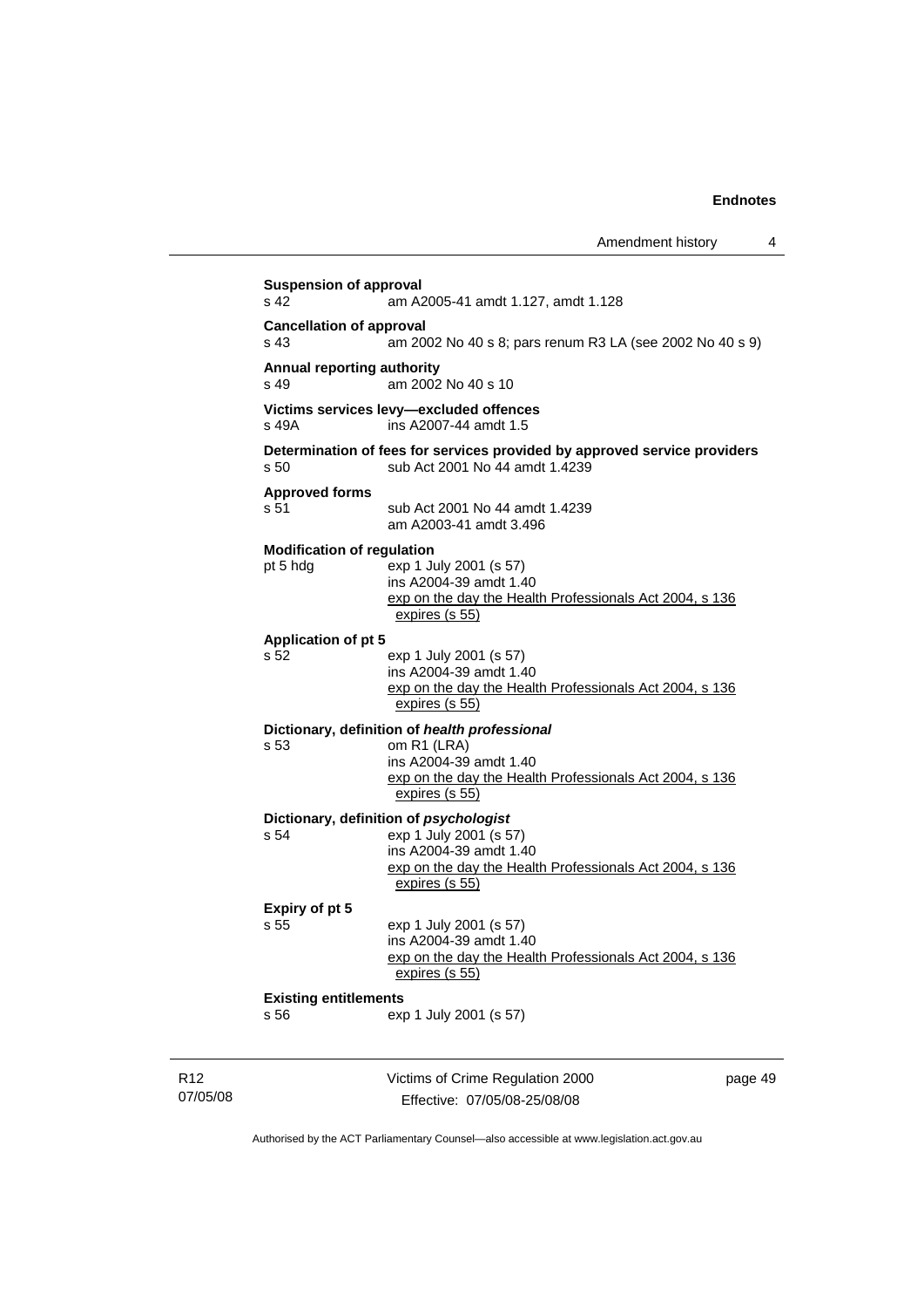**Suspension of approval**
s 42 am A2005-41 amdt 1.127, amdt 1.128

**Cancellation of approval**
s 43 am 2002 No 40 s 8; pars renum R3 LA (see 2002 No 40 s 9)

**Annual reporting authority**
s 49 am 2002 No 40 s 10

**Victims services levy—excluded offences**
s 49A ins A2007-44 amdt 1.5

**Determination of fees for services provided by approved service providers**
s 50 sub Act 2001 No 44 amdt 1.4239

**Approved forms**
s 51 sub Act 2001 No 44 amdt 1.4239
am A2003-41 amdt 3.496

**Modification of regulation**
pt 5 hdg exp 1 July 2001 (s 57)
ins A2004-39 amdt 1.40
exp on the day the Health Professionals Act 2004, s 136 expires (s 55)

**Application of pt 5**
s 52 exp 1 July 2001 (s 57)
ins A2004-39 amdt 1.40
exp on the day the Health Professionals Act 2004, s 136 expires (s 55)

**Dictionary, definition of *health professional***
s 53 om R1 (LRA)
ins A2004-39 amdt 1.40
exp on the day the Health Professionals Act 2004, s 136 expires (s 55)

**Dictionary, definition of *psychologist***
s 54 exp 1 July 2001 (s 57)
ins A2004-39 amdt 1.40
exp on the day the Health Professionals Act 2004, s 136 expires (s 55)

**Expiry of pt 5**
s 55 exp 1 July 2001 (s 57)
ins A2004-39 amdt 1.40
exp on the day the Health Professionals Act 2004, s 136 expires (s 55)

**Existing entitlements**
s 56 exp 1 July 2001 (s 57)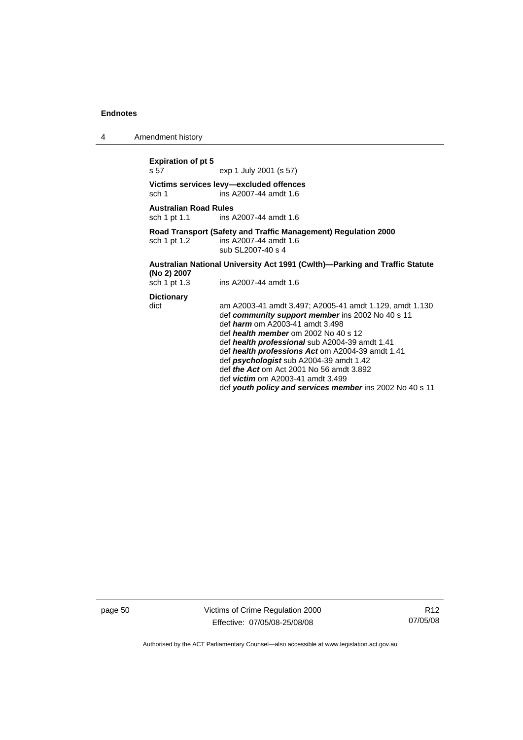**Expiration of pt 5**
s 57 exp 1 July 2001 (s 57)

**Victims services levy—excluded offences**
sch 1 ins A2007-44 amdt 1.6

**Australian Road Rules**
sch 1 pt 1.1 ins A2007-44 amdt 1.6

**Road Transport (Safety and Traffic Management) Regulation 2000**
sch 1 pt 1.2 ins A2007-44 amdt 1.6
sub SL2007-40 s 4

**Australian National University Act 1991 (Cwlth)—Parking and Traffic Statute (No 2) 2007**
sch 1 pt 1.3 ins A2007-44 amdt 1.6

**Dictionary**
dict am A2003-41 amdt 3.497; A2005-41 amdt 1.129, amdt 1.130
def ***community support member*** ins 2002 No 40 s 11
def ***harm*** om A2003-41 amdt 3.498
def ***health member*** om 2002 No 40 s 12
def ***health professional*** sub A2004-39 amdt 1.41
def ***health professions Act*** om A2004-39 amdt 1.41
def ***psychologist*** sub A2004-39 amdt 1.42
def ***the Act*** om Act 2001 No 56 amdt 3.892
def ***victim*** om A2003-41 amdt 3.499
def ***youth policy and services member*** ins 2002 No 40 s 11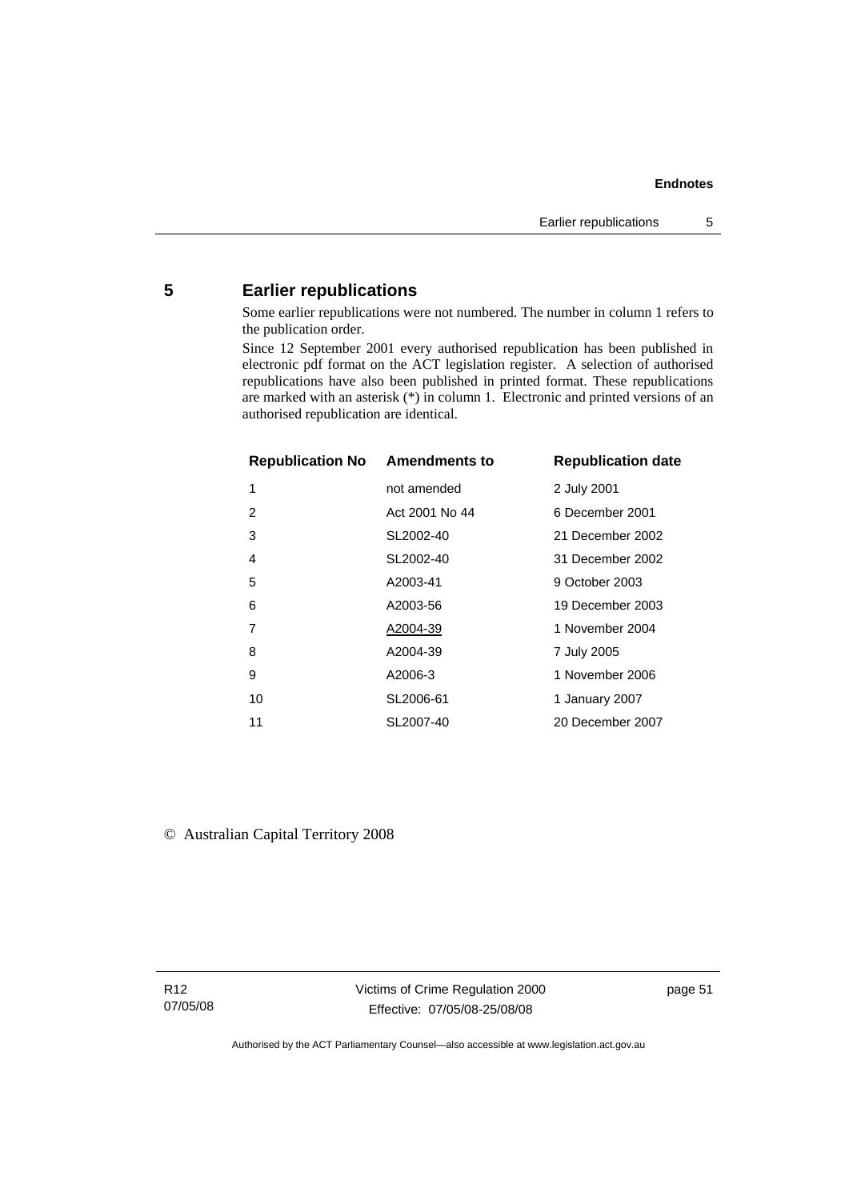## 5 Earlier republications

Some earlier republications were not numbered. The number in column 1 refers to the publication order.

Since 12 September 2001 every authorised republication has been published in electronic pdf format on the ACT legislation register. A selection of authorised republications have also been published in printed format. These republications are marked with an asterisk (*) in column 1. Electronic and printed versions of an authorised republication are identical.

| Republication No | Amendments to | Republication date |
|---|---|---|
| 1 | not amended | 2 July 2001 |
| 2 | Act 2001 No 44 | 6 December 2001 |
| 3 | SL2002-40 | 21 December 2002 |
| 4 | SL2002-40 | 31 December 2002 |
| 5 | A2003-41 | 9 October 2003 |
| 6 | A2003-56 | 19 December 2003 |
| 7 | A2004-39 | 1 November 2004 |
| 8 | A2004-39 | 7 July 2005 |
| 9 | A2006-3 | 1 November 2006 |
| 10 | SL2006-61 | 1 January 2007 |
| 11 | SL2007-40 | 20 December 2007 |

© Australian Capital Territory 2008